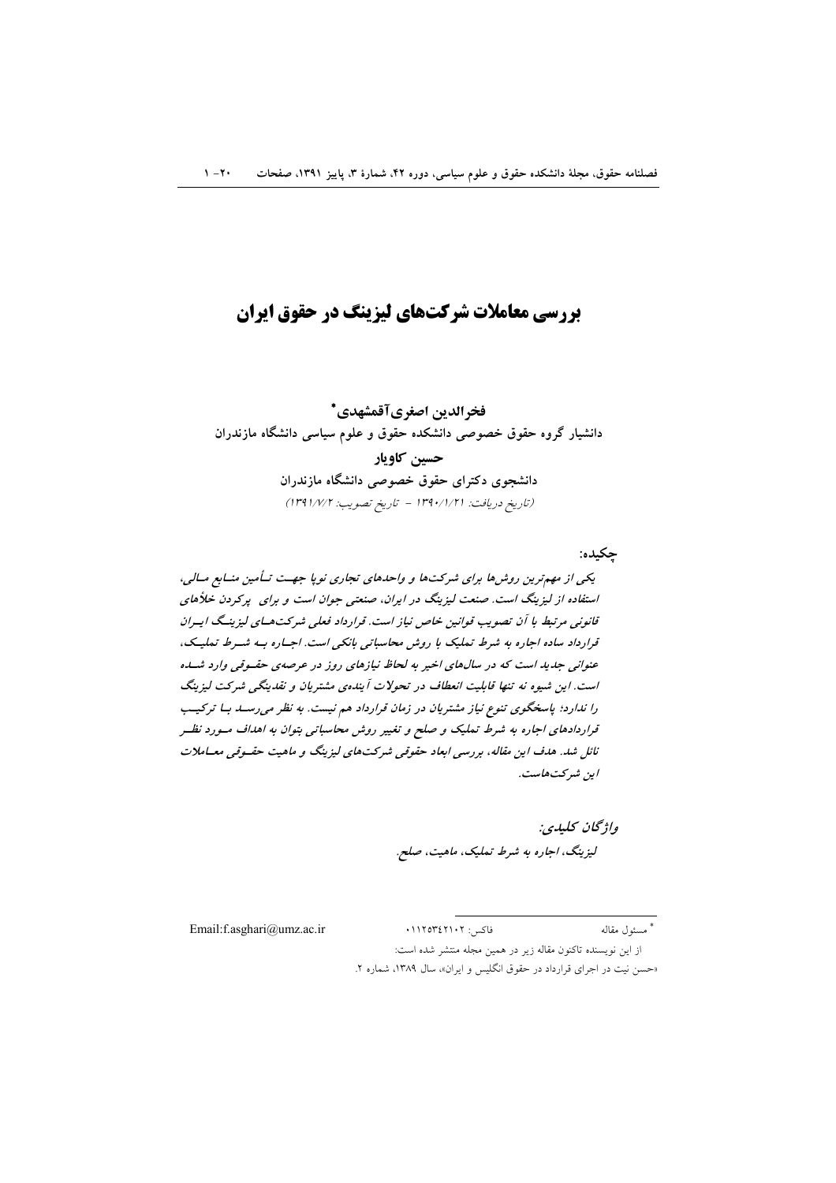# بررسی معاملات شرکت‌های لیزینگ در حقوق ایران

**فخرالدین اصغری آقمشهدی***

**دانشیار گروه حقوق خصوصی دانشکده حقوق و علوم سیاسی دانشگاه مازندران**

**حسین کاویار**

**دانشجوی دکترای حقوق خصوصی دانشگاه مازندران**

*(تاریخ دریافت: ۱۳۹۰/۱/۲۱ - تاریخ تصویب: ۱۳۹۱/۷/۲)*

**چکیده:**

*یکی از مهم‌ترین روش‌ها برای شرکت‌ها و واحدهای تجاری نوپا جهت تأمین منابع مالی، استفاده از لیزینگ است. صنعت لیزینگ در ایران، صنعتی جوان است و برای پرکردن خلأهای قانونی مرتبط با آن تصویب قوانین خاص نیاز است. قرارداد فعلی شرکت‌های لیزینگ ایران قرارداد ساده اجاره به شرط تملیک با روش محاسباتی بانکی است. اجاره به شرط تملیک، عنوانی جدید است که در سال‌های اخیر به لحاظ نیازهای روز در عرصه‌ی حقوقی وارد شده است. این شیوه نه تنها قابلیت انعطاف در تحولات آینده‌ی مشتریان و نقدینگی شرکت لیزینگ را ندارد؛ پاسخگوی تنوع نیاز مشتریان در زمان قرارداد هم نیست. به نظر می‌رسد با ترکیب قراردادهای اجاره به شرط تملیک و صلح و تغییر روش محاسباتی بتوان به اهداف مورد نظر نائل شد. هدف این مقاله، بررسی ابعاد حقوقی شرکت‌های لیزینگ و ماهیت حقوقی معاملات این شرکت‌هاست.*

***واژگان کلیدی:***

*لیزینگ، اجاره به شرط تملیک، ماهیت، صلح.*

---

* مسئول مقاله فاکس: ۰۱۱۲۵۳۴۲۱۰۲ Email:f.asghari@umz.ac.ir

از این نویسنده تاکنون مقاله زیر در همین مجله منتشر شده است:

«حسن نیت در اجرای قرارداد در حقوق انگلیس و ایران»، سال ۱۳۸۹، شماره ۲.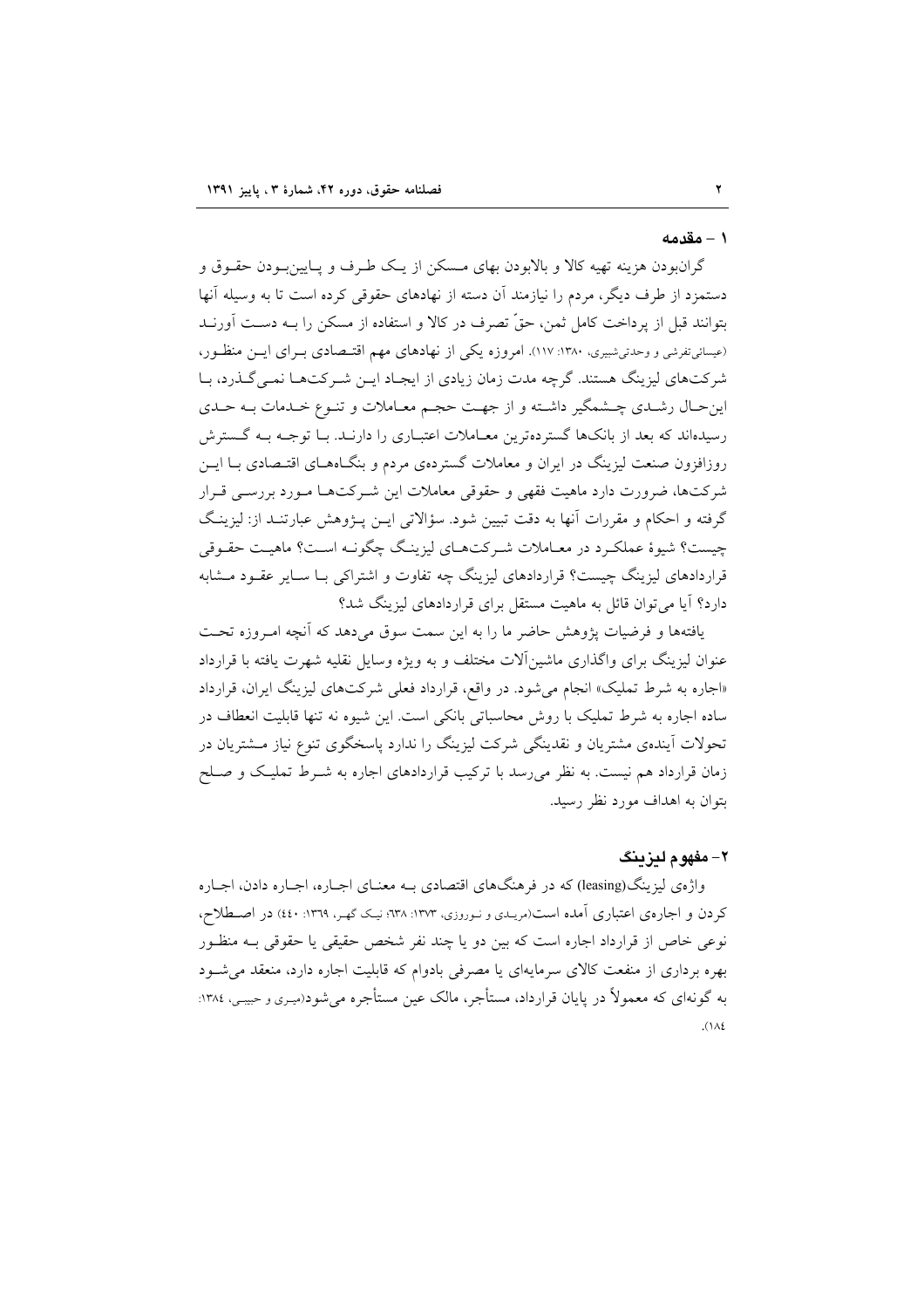## ۱ – مقدمه

گران‌بودن هزینه تهیه کالا و بالابودن بهای مسکن از یک طرف و پایین‌بودن حقوق و دستمزد از طرف دیگر، مردم را نیازمند آن دسته از نهادهای حقوقی کرده است تا به وسیله آنها بتوانند قبل از پرداخت کامل ثمن، حقّ تصرف در کالا و استفاده از مسکن را بـه دسـت آورنـد (عیسائی‌تفرشی و وحدتی‌شبیری، ۱۳۸۰: ۱۱۷). امروزه یکی از نهادهای مهم اقتـصادی بـرای ایـن منظـور، شرکت‌های لیزینگ هستند. گرچه مدت زمان زیادی از ایجاد ایـن شـرکت‌هـا نمـی‌گـذرد، بـا این‌حـال رشـدی چـشمگیر داشـته و از جهـت حجـم معـاملات و تنـوع خـدمات بـه حـدی رسیده‌اند که بعد از بانک‌ها گسترده‌ترین معـاملات اعتبـاری را دارنـد. بـا توجـه بـه گـسترش روزافزون صنعت لیزینگ در ایران و معاملات گسترده‌ی مردم و بنگـاه‌هـای اقتـصادی بـا ایـن شرکت‌ها، ضرورت دارد ماهیت فقهی و حقوقی معاملات این شـرکت‌هـا مـورد بررسـی قـرار گرفته و احکام و مقررات آنها به دقت تبیین شود. سؤالاتی ایـن پـژوهش عبارتنـد از: لیزینـگ چیست؟ شیوهٔ عملکـرد در معـاملات شـرکت‌هـای لیزینـگ چگونـه اسـت؟ ماهیـت حقـوقی قراردادهای لیزینگ چیست؟ قراردادهای لیزینگ چه تفاوت و اشتراکی بـا سـایر عقـود مـشابه دارد؟ آیا می‌توان قائل به ماهیت مستقل برای قراردادهای لیزینگ شد؟

یافته‌ها و فرضیات پژوهش حاضر ما را به این سمت سوق می‌دهد که آنچه امـروزه تحـت عنوان لیزینگ برای واگذاری ماشین‌آلات مختلف و به ویژه وسایل نقلیه شهرت یافته با قرارداد «اجاره به شرط تملیک» انجام می‌شود. در واقع، قرارداد فعلی شرکت‌های لیزینگ ایران، قرارداد ساده اجاره به شرط تملیک با روش محاسباتی بانکی است. این شیوه نه تنها قابلیت انعطاف در تحولات آینده‌ی مشتریان و نقدینگی شرکت لیزینگ را ندارد پاسخگوی تنوع نیاز مـشتریان در زمان قرارداد هم نیست. به نظر می‌رسد با ترکیب قراردادهای اجاره به شـرط تملیـک و صـلح بتوان به اهداف مورد نظر رسید.

## ۲– مفهوم لیزینگ

واژه‌ی لیزینگ(leasing) که در فرهنگ‌های اقتصادی بـه معنـای اجـاره، اجـاره دادن، اجـاره کردن و اجاره‌ی اعتباری آمده است(مریـدی و نـوروزی، ۱۳۷۳: ۶۳۸؛ نیـک گهـر، ۱۳۶۹: ٤٤٠) در اصـطلاح، نوعی خاص از قرارداد اجاره است که بین دو یا چند نفر شخص حقیقی یا حقوقی بـه منظـور بهره برداری از منفعت کالای سرمایه‌ای یا مصرفی بادوام که قابلیت اجاره دارد، منعقد می‌شـود به گونه‌ای که معمولاً در پایان قرارداد، مستأجر، مالک عین مستأجره می‌شود(میـری و حبیبـی، ۱۳۸٤: ۱۸٤).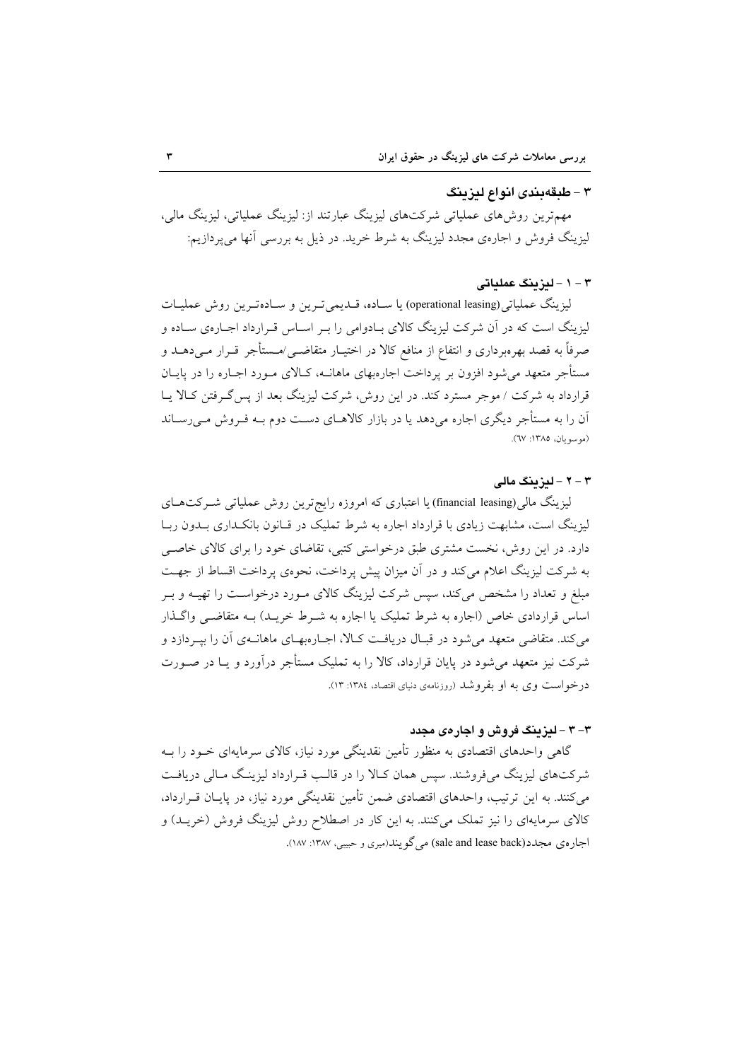## ۳ – طبقه‌بندی انواع لیزینگ

مهم‌ترین روش‌های عملیاتی شرکت‌های لیزینگ عبارتند از: لیزینگ عملیاتی، لیزینگ مالی، لیزینگ فروش و اجاره‌ی مجدد لیزینگ به شرط خرید. در ذیل به بررسی آنها می‌پردازیم:

### ۳ – ۱ – لیزینگ عملیاتی

لیزینگ عملیاتی(operational leasing) یا ساده، قدیمی‌ترین و ساده‌ترین روش عملیات لیزینگ است که در آن شرکت لیزینگ کالای بادوامی را بر اساس قرارداد اجاره‌ی ساده و صرفاً به قصد بهره‌برداری و انتفاع از منافع کالا در اختیار متقاضی/مستأجر قرار می‌دهد و مستأجر متعهد می‌شود افزون بر پرداخت اجاره‌بهای ماهانه، کالای مورد اجاره را در پایان قرارداد به شرکت / موجر مسترد کند. در این روش، شرکت لیزینگ بعد از پس‌گرفتن کالا یا آن را به مستأجر دیگری اجاره می‌دهد یا در بازار کالاهای دست دوم به فروش می‌رساند (موسویان، ۱۳۸۵: ٦٧).

### ۳ – ۲ – لیزینگ مالی

لیزینگ مالی(financial leasing) یا اعتباری که امروزه رایج‌ترین روش عملیاتی شرکت‌های لیزینگ است، مشابهت زیادی با قرارداد اجاره به شرط تملیک در قانون بانکداری بدون ربا دارد. در این روش، نخست مشتری طبق درخواستی کتبی، تقاضای خود را برای کالای خاصی به شرکت لیزینگ اعلام می‌کند و در آن میزان پیش پرداخت، نحوه‌ی پرداخت اقساط از جهت مبلغ و تعداد را مشخص می‌کند، سپس شرکت لیزینگ کالای مورد درخواست را تهیه و بر اساس قراردادی خاص (اجاره به شرط تملیک یا اجاره به شرط خرید) به متقاضی واگذار می‌کند. متقاضی متعهد می‌شود در قبال دریافت کالا، اجاره‌بهای ماهانه‌ی آن را بپردازد و شرکت نیز متعهد می‌شود در پایان قرارداد، کالا را به تملیک مستأجر درآورد و یا در صورت درخواست وی به او بفروشد (روزنامه‌ی دنیای اقتصاد، ۱۳۸٤: ۱۳).

### ۳- ۳ – لیزینگ فروش و اجاره‌ی مجدد

گاهی واحدهای اقتصادی به منظور تأمین نقدینگی مورد نیاز، کالای سرمایه‌ای خود را به شرکت‌های لیزینگ می‌فروشند. سپس همان کالا را در قالب قرارداد لیزینگ مالی دریافت می‌کنند. به این ترتیب، واحدهای اقتصادی ضمن تأمین نقدینگی مورد نیاز، در پایان قرارداد، کالای سرمایه‌ای را نیز تملک می‌کنند. به این کار در اصطلاح روش لیزینگ فروش (خرید) و اجاره‌ی مجدد(sale and lease back) می‌گویند(میری و حبیبی، ۱۳۸۷: ۱۸۷).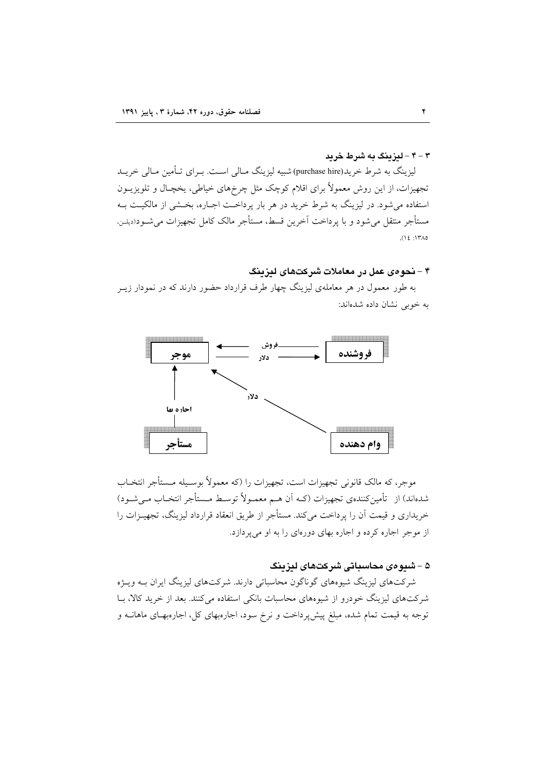### ۳ - ۴ - لیزینگ به شرط خرید

لیزینگ به شرط خرید(purchase hire) شبیه لیزینگ مالی است. برای تأمین مالی خرید تجهیزات، از این روش معمولاً برای اقلام کوچک مثل چرخ‌های خیاطی، یخچال و تلویزیون استفاده می‌شود. در لیزینگ به شرط خرید در هر بار پرداخت اجاره، بخشی از مالکیت به مستأجر منتقل می‌شود و با پرداخت آخرین قسط، مستأجر مالک کامل تجهیزات می‌شود(دیلن، ۱۳۸۵: ۱۴).

## ۴ - نحوه‌ی عمل در معاملات شرکت‌های لیزینگ

به طور معمول در هر معامله‌ی لیزینگ چهار طرف قرارداد حضور دارند که در نمودار زیر به خوبی نشان داده شده‌اند:

موجر ← فروش — فروشنده
موجر — دلار → فروشنده
وام دهنده — دلار → موجر
مستأجر — اجاره بها → موجر

موجر، که مالک قانونی تجهیزات است، تجهیزات را (که معمولاً بوسیله مستأجر انتخاب شده‌اند) از تأمین‌کننده‌ی تجهیزات (که آن هم معمولاً توسط مستأجر انتخاب می‌شود) خریداری و قیمت آن را پرداخت می‌کند. مستأجر از طریق انعقاد قرارداد لیزینگ، تجهیزات را از موجر اجاره کرده و اجاره بهای دوره‌ای را به او می‌پردازد.

## ۵ - شیوه‌ی محاسباتی شرکت‌های لیزینگ

شرکت‌های لیزینگ شیوه‌های گوناگون محاسباتی دارند. شرکت‌های لیزینگ ایران به ویژه شرکت‌های لیزینگ خودرو از شیوه‌های محاسبات بانکی استفاده می‌کنند. بعد از خرید کالا، با توجه به قیمت تمام شده، مبلغ پیش‌پرداخت و نرخ سود، اجاره‌بهای کل، اجاره‌بهای ماهانه و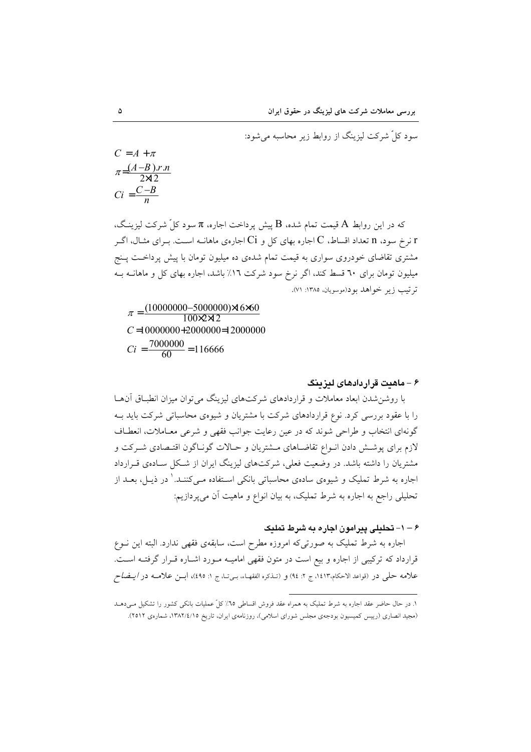سود کلّ شرکت لیزینگ از روابط زیر محاسبه می‌شود:

$$C = A + \pi$$

$$\pi = \frac{(A-B).r.n}{2\times 12}$$

$$Ci = \frac{C-B}{n}$$

که در این روابط A قیمت تمام شده، B پیش پرداخت اجاره، π سود کلّ شرکت لیزینگ، r نرخ سود، n تعداد اقساط، C اجاره بهای کل و Ci اجاره‌ی ماهانه است. برای مثال، اگر مشتری تقاضای خودروی سواری به قیمت تمام شده‌ی ده میلیون تومان با پیش پرداخت پنج میلیون تومان برای ۶۰ قسط کند، اگر نرخ سود شرکت ۱۶٪ باشد، اجاره بهای کل و ماهانه به ترتیب زیر خواهد بود(موسویان، ۱۳۸۵: ۷۱).

$$\pi = \frac{(10000000-5000000)\times 16\times 60}{100\times 2\times 12}$$

$$C = 10000000 + 2000000 = 12000000$$

$$Ci = \frac{7000000}{60} = 116666$$

## ۶ - ماهیت قراردادهای لیزینگ

با روشن‌شدن ابعاد معاملات و قراردادهای شرکت‌های لیزینگ می‌توان میزان انطباق آن‌ها را با عقود بررسی کرد. نوع قراردادهای شرکت با مشتریان و شیوه‌ی محاسباتی شرکت باید به گونه‌ای انتخاب و طراحی شوند که در عین رعایت جوانب فقهی و شرعی معاملات، انعطاف لازم برای پوشش دادن انواع تقاضاهای مشتریان و حالات گوناگون اقتصادی شرکت و مشتریان را داشته باشد. در وضعیت فعلی، شرکت‌های لیزینگ ایران از شکل ساده‌ی قرارداد اجاره به شرط تملیک و شیوه‌ی ساده‌ی محاسباتی بانکی استفاده می‌کنند.[1] در ذیل، بعد از تحلیلی راجع به اجاره به شرط تملیک، به بیان انواع و ماهیت آن می‌پردازیم:

### ۶ – ۱- تحلیلی پیرامون اجاره به شرط تملیک

اجاره به شرط تملیک به صورتی‌که امروزه مطرح است، سابقه‌ی فقهی ندارد. البته این نوع قرارداد که ترکیبی از اجاره و بیع است در متون فقهی امامیه مورد اشاره قرار گرفته است. علامه حلی در (قواعد الاحکام،۱۴۱۳، ج ۲: ۹۴) و (تذکره الفقهاء، بی‌تا، ج ۱: ۴۹۵)، ابن علامه در *ایضاح*

---

۱. در حال حاضر عقد اجاره به شرط تملیک به همراه عقد فروش اقساطی ۶۵٪ کلّ عملیات بانکی کشور را تشکیل می‌دهد (مجید انصاری (رییس کمیسیون بودجه‌ی مجلس شورای اسلامی)، روزنامه‌ی ایران، تاریخ ۱۳۸۲/۴/۱۵، شماره‌ی ۲۵۱۲).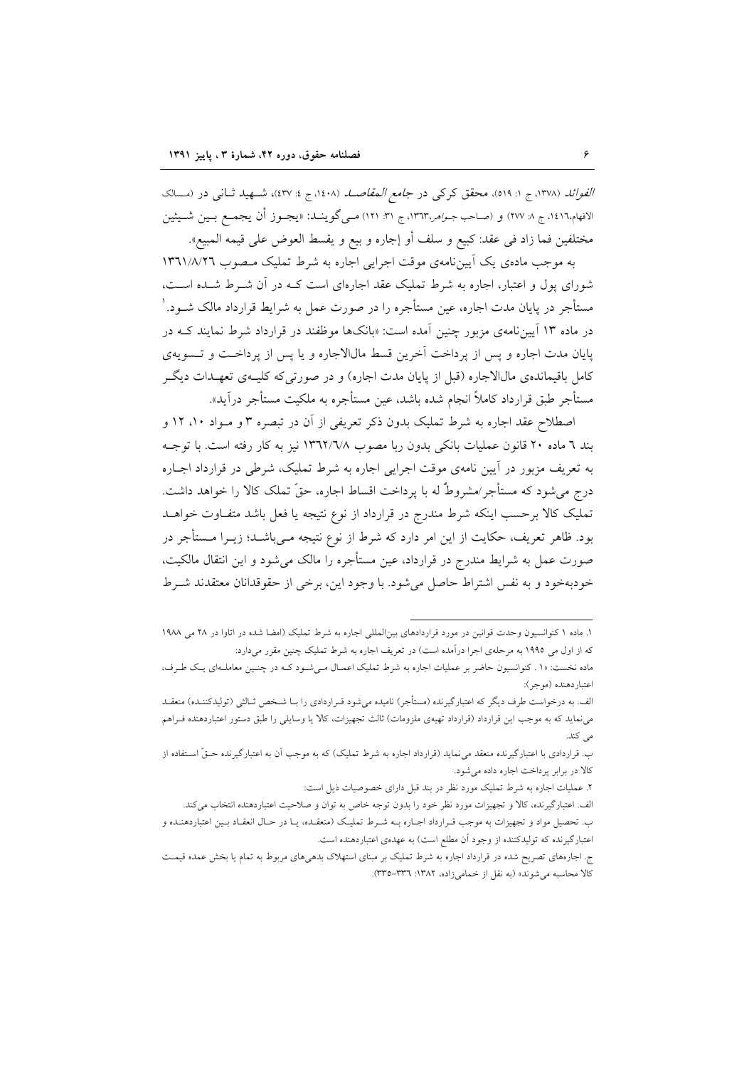*الفوائد* (۱۳۷۸، ج ۱: ۵۱۹)، محقق کرکی در *جامع المقاصد* (۱۴۰۸، ج ۴: ۴۳۷)، شهید ثانی در (مسالک الافهام،۱۴۱۶، ج ۸: ۲۷۷) و (صاحب *جواهر*،۱۳۶۳، ج ۳۱: ۱۲۱) می‌گویند: «یجوز أن یجمع بین شیئین مختلفین فما زاد فی عقد: کبیع و سلف أو إجاره و بیع و یقسط العوض علی قیمه المبیع».

به موجب ماده‌ی یک آیین‌نامه‌ی موقت اجرایی اجاره به شرط تملیک مصوب ۱۳۶۱/۸/۲۶ شورای پول و اعتبار، اجاره به شرط تملیک عقد اجاره‌ای است که در آن شرط شده است، مستأجر در پایان مدت اجاره، عین مستأجره را در صورت عمل به شرایط قرارداد مالک شود.[۱] در ماده ۱۳ آیین‌نامه‌ی مزبور چنین آمده است: «بانک‌ها موظفند در قرارداد شرط نمایند که در پایان مدت اجاره و پس از پرداخت آخرین قسط مال‌الاجاره و یا پس از پرداخت و تسویه‌ی کامل باقیمانده‌ی مال‌الاجاره (قبل از پایان مدت اجاره) و در صورتی‌که کلیه‌ی تعهدات دیگر مستأجر طبق قرارداد کاملاً انجام شده باشد، عین مستأجره به ملکیت مستأجر درآید».

اصطلاح عقد اجاره به شرط تملیک بدون ذکر تعریفی از آن در تبصره ۳ و مواد ۱۰، ۱۲ و بند ۶ ماده ۲۰ قانون عملیات بانکی بدون ربا مصوب ۱۳۶۲/۶/۸ نیز به کار رفته است. با توجه به تعریف مزبور در آیین نامه‌ی موقت اجرایی اجاره به شرط تملیک، شرطی در قرارداد اجاره درج می‌شود که مستأجر/مشروطٌ له با پرداخت اقساط اجاره، حقّ تملک کالا را خواهد داشت. تملیک کالا برحسب اینکه شرط مندرج در قرارداد از نوع نتیجه یا فعل باشد متفاوت خواهد بود. ظاهر تعریف، حکایت از این امر دارد که شرط از نوع نتیجه می‌باشد؛ زیرا مستأجر در صورت عمل به شرایط مندرج در قرارداد، عین مستأجره را مالک می‌شود و این انتقال مالکیت، خودبه‌خود و به نفس اشتراط حاصل می‌شود. با وجود این، برخی از حقوقدانان معتقدند شرط

---

۱. ماده ۱ کنوانسیون وحدت قوانین در مورد قراردادهای بین‌المللی اجاره به شرط تملیک (امضا شده در اتاوا در ۲۸ می ۱۹۸۸ که از اول می ۱۹۹۵ به مرحله‌ی اجرا درآمده است) در تعریف اجاره به شرط تملیک چنین مقرر می‌دارد:

ماده نخست: «۱. کنوانسیون حاضر بر عملیات اجاره به شرط تملیک اعمال می‌شود که در چنین معامله‌ای یک طرف، اعتباردهنده (موجر):

الف. به درخواست طرف دیگر که اعتبارگیرنده (مستأجر) نامیده می‌شود قراردادی را با شخص ثالثی (تولیدکننده) منعقد می‌نماید که به موجب این قرارداد (قرارداد تهیه‌ی ملزومات) ثالث تجهیزات، کالا یا وسایلی را طبق دستور اعتباردهنده فراهم می کند.

ب. قراردادی با اعتبارگیرنده منعقد می‌نماید (قرارداد اجاره به شرط تملیک) که به موجب آن به اعتبارگیرنده حقّ استفاده از کالا در برابر پرداخت اجاره داده می‌شود.

۲. عملیات اجاره به شرط تملیک مورد نظر در بند قبل دارای خصوصیات ذیل است:

الف. اعتبارگیرنده، کالا و تجهیزات مورد نظر خود را بدون توجه خاص به توان و صلاحیت اعتباردهنده انتخاب می‌کند.

ب. تحصیل مواد و تجهیزات به موجب قرارداد اجاره به شرط تملیک (منعقده، یا در حال انعقاد بین اعتباردهنده و اعتبارگیرنده که تولیدکننده از وجود آن مطلع است) به عهده‌ی اعتباردهنده است.

ج. اجاره‌های تصریح شده در قرارداد اجاره به شرط تملیک بر مبنای استهلاک بدهی‌های مربوط به تمام یا بخش عمده قیمت کالا محاسبه می‌شوند» (به نقل از خمامی‌زاده، ۱۳۸۲: ۳۳۶-۳۳۵).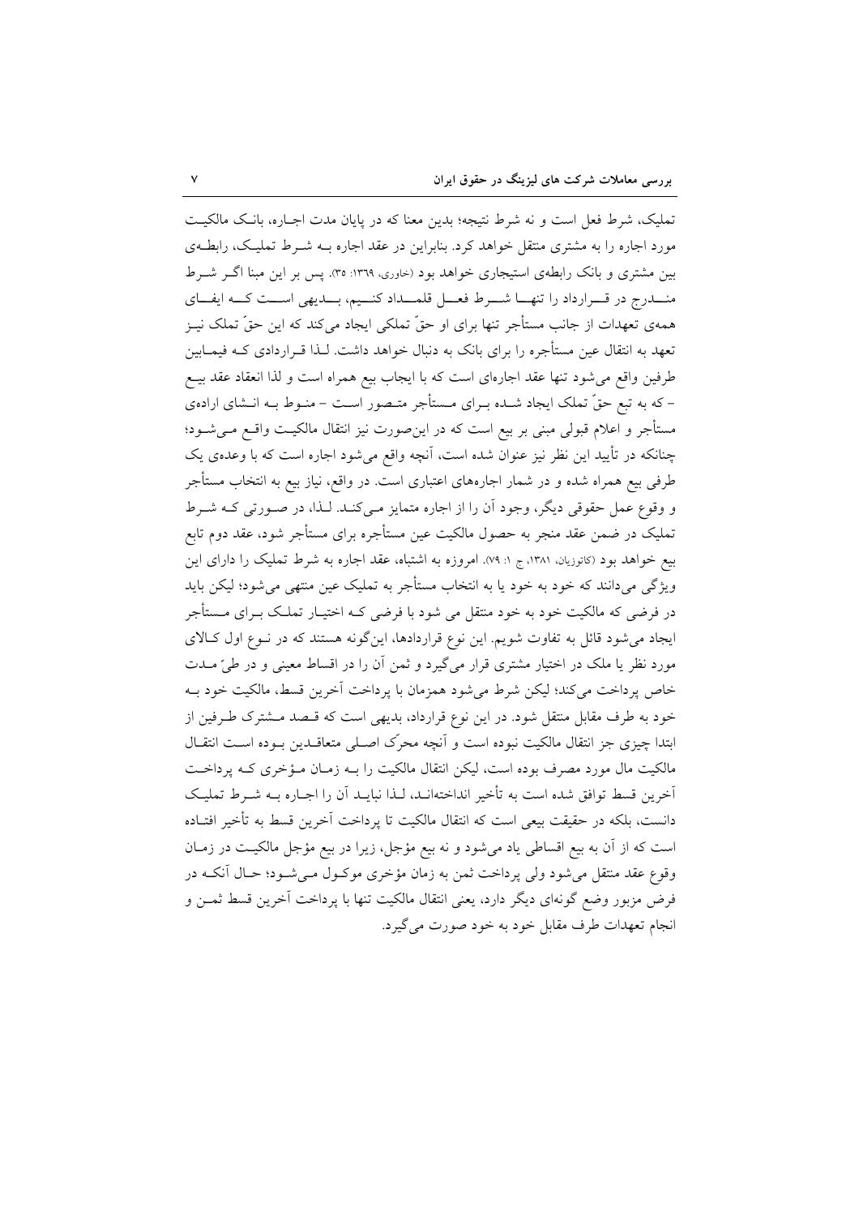تملیک، شرط فعل است و نه شرط نتیجه؛ بدین معنا که در پایان مدت اجاره، بانک مالکیت مورد اجاره را به مشتری منتقل خواهد کرد. بنابراین در عقد اجاره به شرط تملیک، رابطه‌ی بین مشتری و بانک رابطه‌ی استیجاری خواهد بود (خاوری، ۱۳۶۹: ۳۵). پس بر این مبنا اگر شرط مندرج در قرارداد را تنها شرط فعل قلمداد کنیم، بدیهی است که ایفای همه‌ی تعهدات از جانب مستأجر تنها برای او حقّ تملکی ایجاد می‌کند که این حقّ تملک نیز تعهد به انتقال عین مستأجره را برای بانک به دنبال خواهد داشت. لذا قراردادی که فیمابین طرفین واقع می‌شود تنها عقد اجاره‌ای است که با ایجاب بیع همراه است و لذا انعقاد عقد بیع – که به تبع حقّ تملک ایجاد شده برای مستأجر متصور است – منوط به انشای اراده‌ی مستأجر و اعلام قبولی مبنی بر بیع است که در این‌صورت نیز انتقال مالکیت واقع می‌شود؛ چنانکه در تأیید این نظر نیز عنوان شده است، آنچه واقع می‌شود اجاره است که با وعده‌ی یک طرفی بیع همراه شده و در شمار اجاره‌های اعتباری است. در واقع، نیاز بیع به انتخاب مستأجر و وقوع عمل حقوقی دیگر، وجود آن را از اجاره متمایز می‌کند. لذا، در صورتی که شرط تملیک در ضمن عقد منجر به حصول مالکیت عین مستأجره برای مستأجر شود، عقد دوم تابع بیع خواهد بود (کاتوزیان، ۱۳۸۱، ج ۱: ۷۹). امروزه به اشتباه، عقد اجاره به شرط تملیک را دارای این ویژگی می‌دانند که خود به خود یا به انتخاب مستأجر به تملیک عین منتهی می‌شود؛ لیکن باید در فرضی که مالکیت خود به خود منتقل می شود با فرضی که اختیار تملک برای مستأجر ایجاد می‌شود قائل به تفاوت شویم. این نوع قراردادها، این‌گونه هستند که در نوع اول کالای مورد نظر یا ملک در اختیار مشتری قرار می‌گیرد و ثمن آن را در اقساط معینی و در طیّ مدت خاص پرداخت می‌کند؛ لیکن شرط می‌شود همزمان با پرداخت آخرین قسط، مالکیت خود به خود به طرف مقابل منتقل شود. در این نوع قرارداد، بدیهی است که قصد مشترک طرفین از ابتدا چیزی جز انتقال مالکیت نبوده است و آنچه محرّک اصلی متعاقدین بوده است انتقال مالکیت مال مورد مصرف بوده است، لیکن انتقال مالکیت را به زمان مؤخری که پرداخت آخرین قسط توافق شده است به تأخیر انداخته‌اند، لذا نباید آن را اجاره به شرط تملیک دانست، بلکه در حقیقت بیعی است که انتقال مالکیت تا پرداخت آخرین قسط به تأخیر افتاده است که از آن به بیع اقساطی یاد می‌شود و نه بیع مؤجل، زیرا در بیع مؤجل مالکیت در زمان وقوع عقد منتقل می‌شود ولی پرداخت ثمن به زمان مؤخری موکول می‌شود؛ حال آنکه در فرض مزبور وضع گونه‌ای دیگر دارد، یعنی انتقال مالکیت تنها با پرداخت آخرین قسط ثمن و انجام تعهدات طرف مقابل خود به خود صورت می‌گیرد.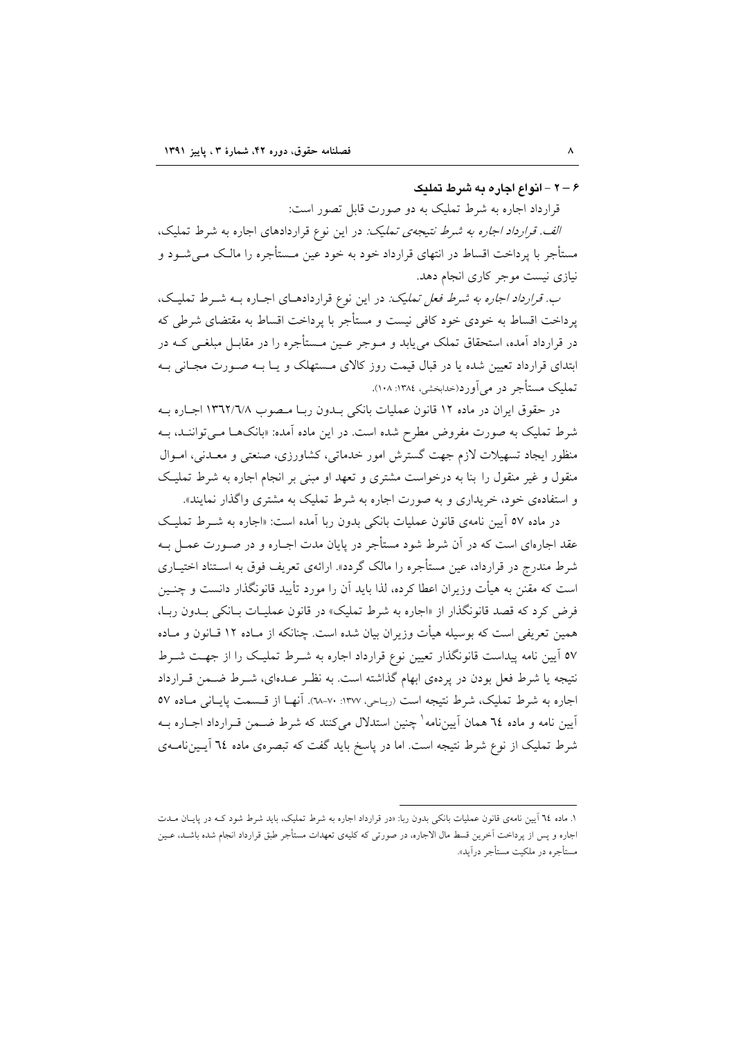### ۶ – ۲ – انواع اجاره به شرط تملیک

قرارداد اجاره به شرط تملیک به دو صورت قابل تصور است:

*الف. قرارداد اجاره به شرط نتیجه‌ی تملیک*: در این نوع قراردادهای اجاره به شرط تملیک، مستأجر با پرداخت اقساط در انتهای قرارداد خود به خود عین مستأجره را مالک می‌شود و نیازی نیست موجر کاری انجام دهد.

*ب. قرارداد اجاره به شرط فعل تملیک*: در این نوع قراردادهای اجاره به شرط تملیک، پرداخت اقساط به خودی خود کافی نیست و مستأجر با پرداخت اقساط به مقتضای شرطی که در قرارداد آمده، استحقاق تملک می‌یابد و موجر عین مستأجره را در مقابل مبلغی که در ابتدای قرارداد تعیین شده یا در قبال قیمت روز کالای مستهلک و یا به صورت مجانی به تملیک مستأجر در می‌آورد(خدابخشی، ۱۳۸٤: ۱۰۸).

در حقوق ایران در ماده ۱۲ قانون عملیات بانکی بدون ربا مصوب ۱۳٦۲/٦/۸ اجاره به شرط تملیک به صورت مفروض مطرح شده است. در این ماده آمده: «بانک‌ها می‌توانند، به منظور ایجاد تسهیلات لازم جهت گسترش امور خدماتی، کشاورزی، صنعتی و معدنی، اموال منقول و غیر منقول را بنا به درخواست مشتری و تعهد او مبنی بر انجام اجاره به شرط تملیک و استفاده‌ی خود، خریداری و به صورت اجاره به شرط تملیک به مشتری واگذار نمایند».

در ماده ۵۷ آیین نامه‌ی قانون عملیات بانکی بدون ربا آمده است: «اجاره به شرط تملیک عقد اجاره‌ای است که در آن شرط شود مستأجر در پایان مدت اجاره و در صورت عمل به شرط مندرج در قرارداد، عین مستأجره را مالک گردد». ارائه‌ی تعریف فوق به استناد اختیاری است که مقنن به هیأت وزیران اعطا کرده، لذا باید آن را مورد تأیید قانونگذار دانست و چنین فرض کرد که قصد قانونگذار از «اجاره به شرط تملیک» در قانون عملیات بانکی بدون ربا، همین تعریفی است که بوسیله هیأت وزیران بیان شده است. چنانکه از ماده ۱۲ قانون و ماده ۵۷ آیین نامه پیداست قانونگذار تعیین نوع قرارداد اجاره به شرط تملیک را از جهت شرط نتیجه یا شرط فعل بودن در پرده‌ی ابهام گذاشته است. به نظر عده‌ای، شرط ضمن قرارداد اجاره به شرط تملیک، شرط نتیجه است (ریاحی، ۱۳۷۷: ۷۰-٦۸). آنها از قسمت پایانی ماده ۵۷ آیین نامه و ماده ٦٤ همان آیین‌نامه[1] چنین استدلال می‌کنند که شرط ضمن قرارداد اجاره به شرط تملیک از نوع شرط نتیجه است. اما در پاسخ باید گفت که تبصره‌ی ماده ٦٤ آیین‌نامه‌ی

---

۱. ماده ٦٤ آیین نامه‌ی قانون عملیات بانکی بدون ربا: «در قرارداد اجاره به شرط تملیک، باید شرط شود که در پایان مدت اجاره و پس از پرداخت آخرین قسط مال الاجاره، در صورتی که کلیه‌ی تعهدات مستأجر طبق قرارداد انجام شده باشد، عین مستأجره در ملکیت مستأجر درآید».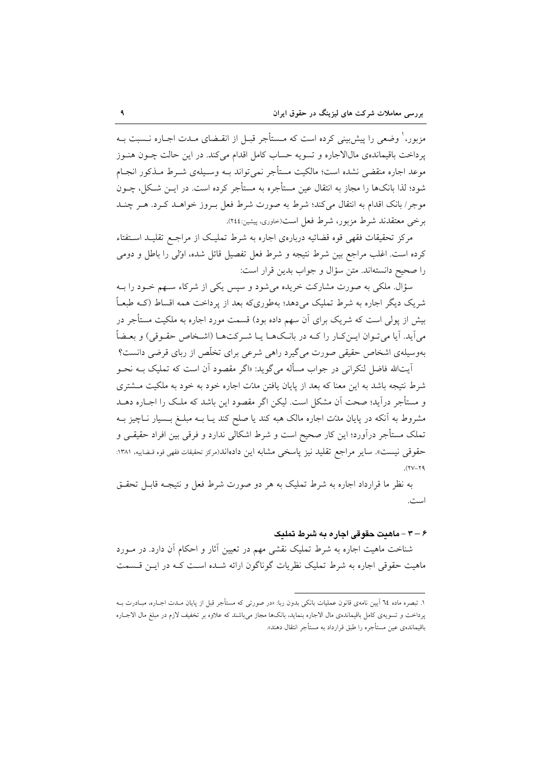مزبور،[1] وضعی را پیش‌بینی کرده است که مستأجر قبل از انقضای مدت اجاره نسبت به پرداخت باقیمانده‌ی مال‌الاجاره و تسویه حساب کامل اقدام می‌کند. در این حالت چون هنوز موعد اجاره منقضی نشده است؛ مالکیت مستأجر نمی‌تواند به وسیله‌ی شرط مذکور انجام شود؛ لذا بانک‌ها را مجاز به انتقال عین مستأجره به مستأجر کرده است. در این شکل، چون موجر/ بانک اقدام به انتقال می‌کند؛ شرط به صورت شرط فعل بروز خواهد کرد. هر چند برخی معتقدند شرط مزبور، شرط فعل است(خاوری، پیشین:٢٤٤).

مرکز تحقیقات فقهی قوه قضائیه درباره‌ی اجاره به شرط تملیک از مراجع تقلید استفتاء کرده است. اغلب مراجع بین شرط نتیجه و شرط فعل تفصیل قائل شده، اوّلی را باطل و دومی را صحیح دانسته‌اند. متن سؤال و جواب بدین قرار است:

سؤال. ملکی به صورت مشارکت خریده می‌شود و سپس یکی از شرکاء سهم خود را به شریک دیگر اجاره به شرط تملیک می‌دهد؛ به‌طوری‌که بعد از پرداخت همه اقساط (که طبعاً بیش از پولی است که شریک برای آن سهم داده بود) قسمت مورد اجاره به ملکیت مستأجر در می‌آید. آیا می‌توان این‌کار را که در بانک‌ها یا شرکت‌ها (اشخاص حقوقی) و بعضاً به‌وسیله‌ی اشخاص حقیقی صورت می‌گیرد راهی شرعی برای تخلّص از ربای قرضی دانست؟

آیت‌الله فاضل لنکرانی در جواب مسأله می‌گوید: «اگر مقصود آن است که تملیک به نحو شرط نتیجه باشد به این معنا که بعد از پایان یافتن مدّت اجاره خود به خود به ملکیت مشتری و مستأجر درآید؛ صحت آن مشکل است. لیکن اگر مقصود این باشد که ملک را اجاره دهد مشروط به آنکه در پایان مدّت اجاره مالک هبه کند یا صلح کند یا به مبلغ بسیار ناچیز به تملک مستأجر درآورد؛ این کار صحیح است و شرط اشکالی ندارد و فرقی بین افراد حقیقی و حقوقی نیست». سایر مراجع تقلید نیز پاسخی مشابه این داده‌اند(مرکز تحقیقات فقهی قوه قضاییه، ١٣٨١: ٢٧-٢٩).

به نظر ما قرارداد اجاره به شرط تملیک به هر دو صورت شرط فعل و نتیجه قابل تحقق است.

### ۶ – ۳ - ماهیت حقوقی اجاره به شرط تملیک

شناخت ماهیت اجاره به شرط تملیک نقشی مهم در تعیین آثار و احکام آن دارد. در مورد ماهیت حقوقی اجاره به شرط تملیک نظریات گوناگون ارائه شده است که در این قسمت

---

[1]. تبصره ماده ٦٤ آیین نامه‌ی قانون عملیات بانکی بدون ربا: «در صورتی که مستأجر قبل از پایان مدت اجاره، مبادرت به پرداخت و تسویه‌ی کامل باقیمانده‌ی مال الاجاره بنماید، بانک‌ها مجاز می‌باشند که علاوه بر تخفیف لازم در مبلغ مال الاجاره باقیمانده‌ی عین مستأجره را طبق قرارداد به مستأجر انتقال دهند».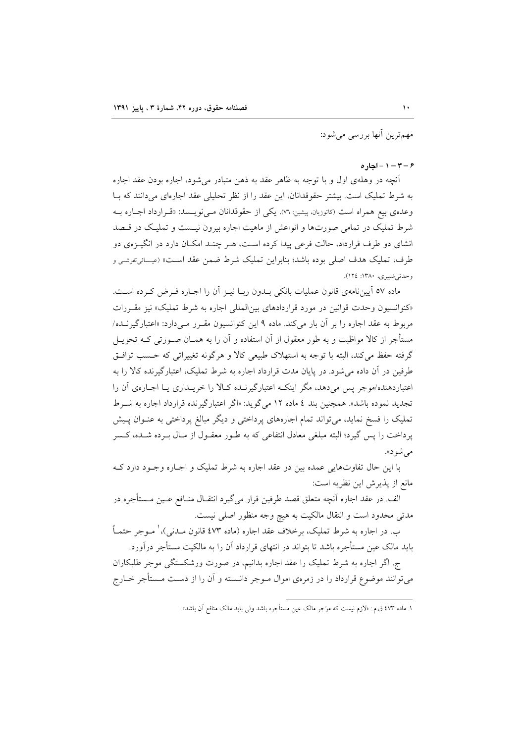مهم‌ترین آنها بررسی می‌شود:

**۶ – ۳ – ۱ - اجاره**

آنچه در وهله‌ی اول و با توجه به ظاهر عقد به ذهن متبادر می‌شود، اجاره بودن عقد اجاره به شرط تملیک است. بیشتر حقوقدانان، این عقد را از نظر تحلیلی عقد اجاره‌ای می‌دانند که با وعده‌ی بیع همراه است (کاتوزیان، پیشین: ٧٦). یکی از حقوقدانان می‌نویسد: «قرارداد اجاره به شرط تملیک در تمامی صورت‌ها و انواعش از ماهیت اجاره بیرون نیست و تملیک در قصد انشای دو طرف قرارداد، حالت فرعی پیدا کرده است، هر چند امکان دارد در انگیزه‌ی دو طرف، تملیک هدف اصلی بوده باشد؛ بنابراین تملیک شرط ضمن عقد است» (عیسائی‌تفرشی و وحدتی‌شبیری، ١٣٨٠: ١٢٤).

ماده ٥٧ آیین‌نامه‌ی قانون عملیات بانکی بدون ربا نیز آن را اجاره فرض کرده است. «کنوانسیون وحدت قوانین در مورد قراردادهای بین‌المللی اجاره به شرط تملیک» نیز مقررات مربوط به عقد اجاره را بر آن بار می‌کند. ماده ٩ این کنوانسیون مقرر می‌دارد: «اعتبارگیرنده/ مستأجر از کالا مواظبت و به طور معقول از آن استفاده و آن را به همان صورتی که تحویل گرفته حفظ می‌کند، البته با توجه به استهلاک طبیعی کالا و هرگونه تغییراتی که حسب توافق طرفین در آن داده می‌شود. در پایان مدت قرارداد اجاره به شرط تملیک، اعتبارگیرنده کالا را به اعتباردهنده/موجر پس می‌دهد، مگر اینکه اعتبارگیرنده کالا را خریداری یا اجاره‌ی آن را تجدید نموده باشد». همچنین بند ٤ ماده ١٢ می‌گوید: «اگر اعتبارگیرنده قرارداد اجاره به شرط تملیک را فسخ نماید، می‌تواند تمام اجاره‌های پرداختی و دیگر مبالغ پرداختی به عنوان پیش پرداخت را پس گیرد؛ البته مبلغی معادل انتفاعی که به طور معقول از مال برده شده، کسر می‌شود».

با این حال تفاوت‌هایی عمده بین دو عقد اجاره به شرط تملیک و اجاره وجود دارد که مانع از پذیرش این نظریه است:

الف. در عقد اجاره آنچه متعلق قصد طرفین قرار می‌گیرد انتقال منافع عین مستأجره در مدتی محدود است و انتقال مالکیت به هیچ وجه منظور اصلی نیست.

ب. در اجاره به شرط تملیک، برخلاف عقد اجاره (ماده ٤٧٣ قانون مدنی)،[1] موجر حتماً باید مالک عین مستأجره باشد تا بتواند در انتهای قرارداد آن را به مالکیت مستأجر درآورد.

ج. اگر اجاره به شرط تملیک را عقد اجاره بدانیم، در صورت ورشکستگی موجر طلبکاران می‌توانند موضوع قرارداد را در زمره‌ی اموال موجر دانسته و آن را از دست مستأجر خارج

---

[1]. ماده ٤٧٣ ق.م.: «لازم نیست که موجِر مالک عین مستأجره باشد ولی باید مالک منافع آن باشد».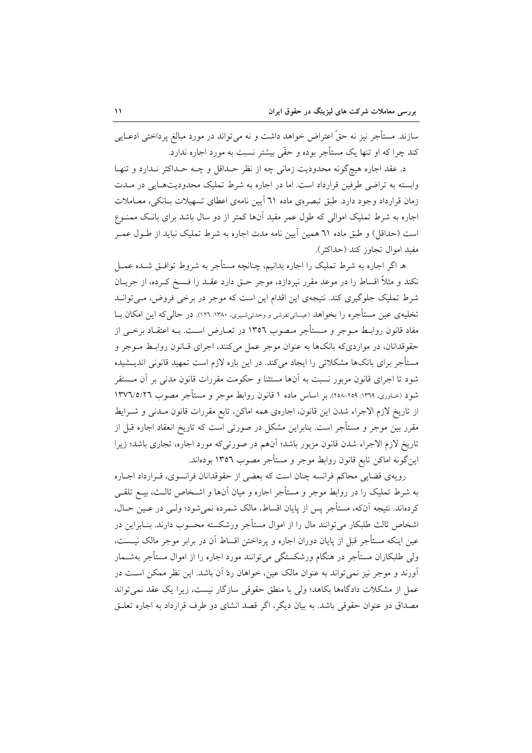سازند. مستأجر نیز نه حقّ اعتراض خواهد داشت و نه می‌تواند در مورد مبالغ پرداختی ادعایی کند چرا که او تنها یک مستأجر بوده و حقّی بیشتر نسبت به مورد اجاره ندارد.

د. عقد اجاره هیچ‌گونه محدودیت زمانی چه از نظر حداقل و چه حداکثر ندارد و تنها وابسته به تراضی طرفین قرارداد است. اما در اجاره به شرط تملیک محدودیت‌هایی در مدت زمان قرارداد وجود دارد. طبق تبصره‌ی ماده ٦١ آیین نامه‌ی اعطای تسهیلات بانکی، معاملات اجاره به شرط تملیک اموالی که طول عمر مفید آن‌ها کمتر از دو سال باشد برای بانک ممنوع است (حداقل) و طبق ماده ٦١ همین آیین نامه مدت اجاره به شرط تملیک نباید از طول عمر مفید اموال تجاوز کند (حداکثر).

هـ. اگر اجاره به شرط تملیک را اجاره بدانیم، چنانچه مستأجر به شروط توافق شده عمل نکند و مثلاً اقساط را در موعد مقرر نپردازد، موجر حق دارد عقد را فسخ کرده، از جریان شرط تملیک جلوگیری کند. نتیجه‌ی این اقدام این است که موجر در برخی فروض، می‌تواند تخلیه‌ی عین مستأجره را بخواهد (عیسائی‌تفرشی و وحدتی‌شبیری، ١٣٨٠: ١٢٦). در حالی‌که این امکان با مفاد قانون روابط موجر و مستأجر مصوب ١٣٥٦ در تعارض است. به اعتقاد برخی از حقوقدانان، در مواردی‌که بانک‌ها به عنوان موجر عمل می‌کنند، اجرای قانون روابط موجر و مستأجر برای بانک‌ها مشکلاتی را ایجاد می‌کند. در این باره لازم است تمهید قانونی اندیشیده شود تا اجرای قانون مزبور نسبت به آن‌ها مستثنا و حکومت مقررات قانون مدنی بر آن مستقر شود (خاوری، ١٣٦٩: ٢٥٩-٢٥٨). بر اساس ماده ١ قانون روابط موجر و مستأجر مصوب ١٣٧٦/٥/٢٦ از تاریخ لازم الاجراء شدن این قانون، اجاره‌ی همه اماکن، تابع مقررات قانون مدنی و شرایط مقرر بین موجر و مستأجر است. بنابراین مشکل در صورتی است که تاریخ انعقاد اجاره قبل از تاریخ لازم الاجراء شدن قانون مزبور باشد؛ آنهم در صورتی‌که مورد اجاره، تجاری باشد؛ زیرا این‌گونه اماکن تابع قانون روابط موجر و مستأجر مصوب ١٣٥٦ بوده‌اند.

رویه‌ی قضایی محاکم فرانسه چنان است که بعضی از حقوقدانان فرانسوی، قرارداد اجاره به شرط تملیک را در روابط موجر و مستأجر اجاره و میان آن‌ها و اشخاص ثالث، بیع تلقی کرده‌اند. نتیجه آن‌که، مستأجر پس از پایان اقساط، مالک شمرده نمی‌شود؛ ولی در عین حال، اشخاص ثالث طلبکار می‌توانند مال را از اموال مستأجر ورشکسته محسوب دارند. بنابراین در عین اینکه مستأجر قبل از پایان دوران اجاره و پرداختن اقساط آن در برابر موجر مالک نیست، ولی طلبکاران مستأجر در هنگام ورشکستگی می‌توانند مورد اجاره را از اموال مستأجر بشمار آورند و موجر نیز نمی‌تواند به عنوان مالک عین، خواهان ردّ آن باشد. این نظر ممکن است در عمل از مشکلات دادگاه‌ها بکاهد؛ ولی با منطق حقوقی سازگار نیست، زیرا یک عقد نمی‌تواند مصداق دو عنوان حقوقی باشد. به بیان دیگر، اگر قصد انشای دو طرف قرارداد به اجاره تعلق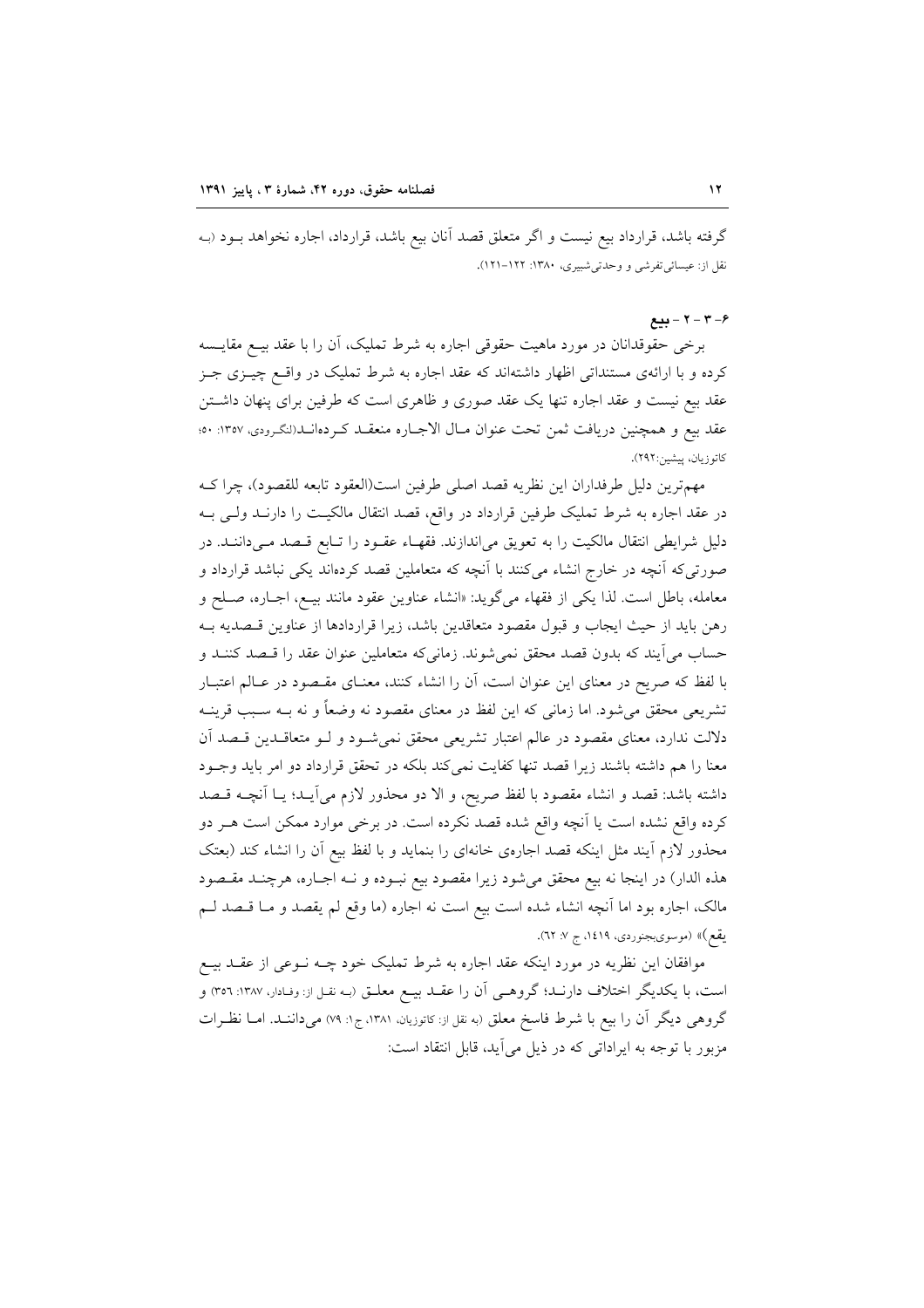گرفته باشد، قرارداد بیع نیست و اگر متعلق قصد آنان بیع باشد، قرارداد، اجاره نخواهد بود (به نقل از: عیسائی‌تفرشی و وحدتی‌شبیری، ۱۳۸۰: ۱۲۲-۱۲۱).

### ۶-۳-۲- بیع

برخی حقوقدانان در مورد ماهیت حقوقی اجاره به شرط تملیک، آن را با عقد بیع مقایسه کرده و با ارائه‌ی مستنداتی اظهار داشته‌اند که عقد اجاره به شرط تملیک در واقع چیزی جز عقد بیع نیست و عقد اجاره تنها یک عقد صوری و ظاهری است که طرفین برای پنهان داشتن عقد بیع و همچنین دریافت ثمن تحت عنوان مال الاجاره منعقد کرده‌اند(لنگرودی، ۱۳۵۷: ۵۰؛ کاتوزیان، پیشین:۲۹۲).

مهم‌ترین دلیل طرفداران این نظریه قصد اصلی طرفین است(العقود تابعه للقصود)، چرا که در عقد اجاره به شرط تملیک طرفین قرارداد در واقع، قصد انتقال مالکیت را دارند ولی به دلیل شرایطی انتقال مالکیت را به تعویق می‌اندازند. فقهاء عقود را تابع قصد می‌دانند. در صورتی‌که آنچه در خارج انشاء می‌کنند با آنچه که متعاملین قصد کرده‌اند یکی نباشد قرارداد و معامله، باطل است. لذا یکی از فقهاء می‌گوید: «انشاء عناوین عقود مانند بیع، اجاره، صلح و رهن باید از حیث ایجاب و قبول مقصود متعاقدین باشد، زیرا قراردادها از عناوین قصدیه به حساب می‌آیند که بدون قصد محقق نمی‌شوند. زمانی‌که متعاملین عنوان عقد را قصد کنند و با لفظ که صریح در معنای این عنوان است، آن را انشاء کنند، معنای مقصود در عالم اعتبار تشریعی محقق می‌شود. اما زمانی که این لفظ در معنای مقصود نه وضعاً و نه به سبب قرینه دلالت ندارد، معنای مقصود در عالم اعتبار تشریعی محقق نمی‌شود و لو متعاقدین قصد آن معنا را هم داشته باشند زیرا قصد تنها کفایت نمی‌کند بلکه در تحقق قرارداد دو امر باید وجود داشته باشد: قصد و انشاء مقصود با لفظ صریح، و الا دو محذور لازم می‌آید؛ یا آنچه قصد کرده واقع نشده است یا آنچه واقع شده قصد نکرده است. در برخی موارد ممکن است هر دو محذور لازم آیند مثل اینکه قصد اجاره‌ی خانه‌ای را بنماید و با لفظ بیع آن را انشاء کند (بعتک هذه الدار) در اینجا نه بیع محقق می‌شود زیرا مقصود بیع نبوده و نه اجاره، هرچند مقصود مالک، اجاره بود اما آنچه انشاء شده است بیع است نه اجاره (ما وقع لم یقصد و ما قصد لم یقع)» (موسوی‌بجنوردی، ۱۴۱۹، ج ۷: ۶۲).

موافقان این نظریه در مورد اینکه عقد اجاره به شرط تملیک خود چه نوعی از عقد بیع است، با یکدیگر اختلاف دارند؛ گروهی آن را عقد بیع معلق (به نقل از: وفادار، ۱۳۸۷: ۳۵۶) و گروهی دیگر آن را بیع با شرط فاسخ معلق (به نقل از: کاتوزیان، ۱۳۸۱، ج۱: ۷۹) می‌دانند. اما نظرات مزبور با توجه به ایراداتی که در ذیل می‌آید، قابل انتقاد است: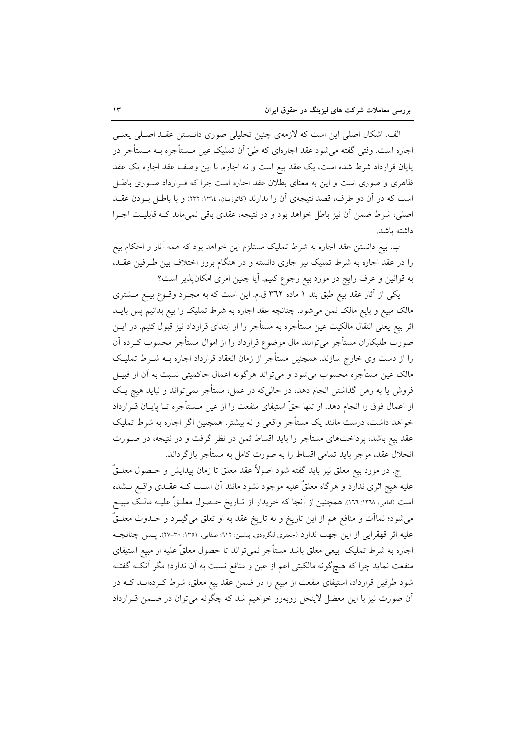الف. اشکال اصلی این است که لازمه‌ی چنین تحلیلی صوری دانستن عقد اصلی یعنی اجاره است. وقتی گفته می‌شود عقد اجاره‌ای که طیّ آن تملیک عین مستأجره به مستأجر در پایان قرارداد شرط شده است، یک عقد بیع است و نه اجاره. با این وصف عقد اجاره یک عقد ظاهری و صوری است و این به معنای بطلان عقد اجاره است چرا که قرارداد صوری باطل است که در آن دو طرف، قصد نتیجه‌ی آن را ندارند (کاتوزیان، ۱۳٦٤: ۲۳۲) و با باطل بودن عقد اصلی، شرط ضمن آن نیز باطل خواهد بود و در نتیجه، عقدی باقی نمی‌ماند که قابلیت اجرا داشته باشد.

ب. بیع دانستن عقد اجاره به شرط تملیک مستلزم این خواهد بود که همه آثار و احکام بیع را در عقد اجاره به شرط تملیک نیز جاری دانسته و در هنگام بروز اختلاف بین طرفین عقد، به قوانین و عرف رایج در مورد بیع رجوع کنیم. آیا چنین امری امکان‌پذیر است؟

یکی از آثار عقد بیع طبق بند ۱ ماده ۳٦۲ ق.م. این است که به مجرد وقوع بیع مشتری مالک مبیع و بایع مالک ثمن می‌شود. چنانچه عقد اجاره به شرط تملیک را بیع بدانیم پس باید اثر بیع یعنی انتقال مالکیت عین مستأجره به مستأجر را از ابتدای قرارداد نیز قبول کنیم. در این صورت طلبکاران مستأجر می‌توانند مال موضوع قرارداد را از اموال مستأجر محسوب کرده آن را از دست وی خارج سازند. همچنین مستأجر از زمان انعقاد قرارداد اجاره به شرط تملیک مالک عین مستأجره محسوب می‌شود و می‌تواند هرگونه اعمال حاکمیتی نسبت به آن از قبیل فروش یا به رهن گذاشتن انجام دهد، در حالی‌که در عمل، مستأجر نمی‌تواند و نباید هیچ یک از اعمال فوق را انجام دهد. او تنها حقّ استیفای منفعت را از عین مستأجره تا پایان قرارداد خواهد داشت، درست مانند یک مستأجر واقعی و نه بیشتر. همچنین اگر اجاره به شرط تملیک عقد بیع باشد، پرداخت‌های مستأجر را باید اقساط ثمن در نظر گرفت و در نتیجه، در صورت انحلال عقد، موجر باید تمامی اقساط را به صورت کامل به مستأجر بازگرداند.

ج. در مورد بیع معلق نیز باید گفته شود اصولاً عقد معلق تا زمان پیدایش و حصول معلقٌ علیه هیچ اثری ندارد و هرگاه معلقٌ علیه موجود نشود مانند آن است که عقدی واقع نشده است (امامی، ۱۳٦۸: ۱٦٦). همچنین از آنجا که خریدار از تاریخ حصول معلقٌ علیه مالک مبیع می‌شود؛ نمائات و منافع هم از این تاریخ و نه تاریخ عقد به او تعلق می‌گیرد و حدوث معلقٌ علیه اثر قهقرایی از این جهت ندارد (جعفری لنگرودی، پیشین: ٦۱۲؛ صفایی، ۱۳٥۱: ۳۰-۲۷). پس چنانچه اجاره به شرط تملیک بیعی معلق باشد مستأجر نمی‌تواند تا حصول معلقٌ علیه از مبیع استیفای منفعت نماید چرا که هیچ‌گونه مالکیتی اعم از عین و منافع نسبت به آن ندارد؛ مگر آنکه گفته شود طرفین قرارداد، استیفای منفعت از مبیع را در ضمن عقد بیع معلق، شرط کرده‌اند که در آن صورت نیز با این معضل لاینحل روبه‌رو خواهیم شد که چگونه می‌توان در ضمن قرارداد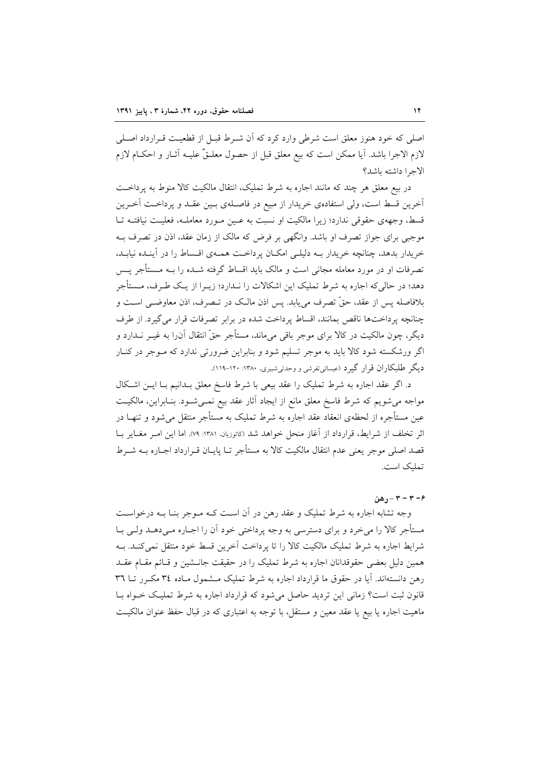اصلی که خود هنوز معلق است شرطی وارد کرد که آن شرط قبل از قطعیت قرارداد اصلی لازم الاجرا باشد. آیا ممکن است که بیع معلق قبل از حصول معلقٌ علیه آثار و احکام لازم الاجرا داشته باشد؟

در بیع معلق هر چند که مانند اجاره به شرط تملیک، انتقال مالکیت کالا منوط به پرداخت آخرین قسط است، ولی استفاده‌ی خریدار از مبیع در فاصله‌ی بین عقد و پرداخت آخرین قسط، وجهه‌ی حقوقی ندارد؛ زیرا مالکیت او نسبت به عین مورد معامله، فعلیت نیافته تا موجبی برای جواز تصرف او باشد. وانگهی بر فرض که مالک از زمان عقد، اذن در تصرف به خریدار بدهد، چنانچه خریدار به دلیلی امکان پرداخت همه‌ی اقساط را در آینده نیابد، تصرفات او در مورد معامله مجانی است و مالک باید اقساط گرفته شده را به مستأجر پس دهد؛ در حالی‌که اجاره به شرط تملیک این اشکالات را ندارد؛ زیرا از یک طرف، مستأجر بلافاصله پس از عقد، حقّ تصرف می‌یابد. پس اذن مالک در تصرف، اذن معاوضی است و چنانچه پرداخت‌ها ناقص بمانند، اقساط پرداخت شده در برابر تصرفات قرار می‌گیرد. از طرف دیگر، چون مالکیت در کالا برای موجر باقی می‌ماند، مستأجر حقّ انتقال آن‌را به غیر ندارد و اگر ورشکسته شود کالا باید به موجر تسلیم شود و بنابراین ضرورتی ندارد که موجر در کنار دیگر طلبکاران قرار گیرد (عیسائی‌تفرشی و وحدتی‌شبیری، ۱۳۸۰: ۱۲۰-۱۱۹).

د. اگر عقد اجاره به شرط تملیک را عقد بیعی با شرط فاسخ معلق بدانیم با این اشکال مواجه می‌شویم که شرط فاسخ معلق مانع از ایجاد آثار عقد بیع نمی‌شود. بنابراین، مالکیت عین مستأجره از لحظه‌ی انعقاد عقد اجاره به شرط تملیک به مستأجر منتقل می‌شود و تنها در اثر تخلف از شرایط، قرارداد از آغاز منحل خواهد شد (کاتوزیان، ۱۳۸۱: ۷۹). اما این امر مغایر با قصد اصلی موجر یعنی عدم انتقال مالکیت کالا به مستأجر تا پایان قرارداد اجاره به شرط تملیک است.

### ۶-۳-۳- رهن

وجه تشابه اجاره به شرط تملیک و عقد رهن در آن است که موجر بنا به درخواست مستأجر کالا را می‌خرد و برای دسترسی به وجه پرداختی خود آن را اجاره می‌دهد ولی با شرایط اجاره به شرط تملیک مالکیت کالا را تا پرداخت آخرین قسط خود منتقل نمی‌کند. به همین دلیل بعضی حقوقدانان اجاره به شرط تملیک را در حقیقت جانشین و قائم مقام عقد رهن دانسته‌اند. آیا در حقوق ما قرارداد اجاره به شرط تملیک مشمول ماده ۳۴ مکرر تا ۳۶ قانون ثبت است؟ زمانی این تردید حاصل می‌شود که قرارداد اجاره به شرط تملیک خواه با ماهیت اجاره یا بیع یا عقد معین و مستقل، با توجه به اعتباری که در قبال حفظ عنوان مالکیت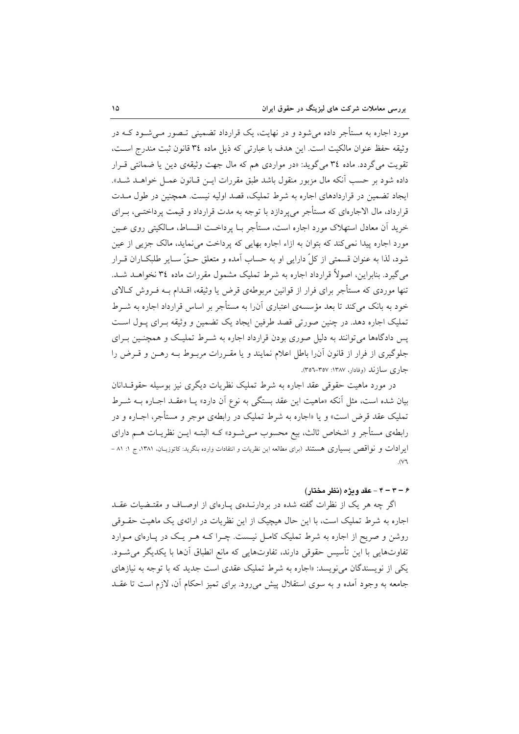مورد اجاره به مستأجر داده می‌شود و در نهایت، یک قرارداد تضمینی تصور می‌شود که در وثیقه حفظ عنوان مالکیت است. این هدف با عبارتی که ذیل ماده ۳٤ قانون ثبت مندرج است، تقویت می‌گردد. ماده ۳٤ می‌گوید: «در مواردی هم که مال جهت وثیقه‌ی دین یا ضمانتی قرار داده شود بر حسب آنکه مال مزبور منقول باشد طبق مقررات این قانون عمل خواهد شد». ایجاد تضمین در قراردادهای اجاره به شرط تملیک، قصد اولیه نیست. همچنین در طول مدت قرارداد، مال الاجاره‌ای که مستأجر می‌پردازد با توجه به مدت قرارداد و قیمت پرداختی، برای خرید آن معادل استهلاک مورد اجاره است، مستأجر با پرداخت اقساط، مالکیتی روی عین مورد اجاره پیدا نمی‌کند که بتوان به ازاء اجاره بهایی که پرداخت می‌نماید، مالک جزیی از عین شود، لذا به عنوان قسمتی از کلّ دارایی او به حساب آمده و متعلق حقّ سایر طلبکاران قرار می‌گیرد. بنابراین، اصولاً قرارداد اجاره به شرط تملیک مشمول مقررات ماده ۳٤ نخواهد شد. تنها موردی که مستأجر برای فرار از قوانین مربوطه‌ی قرض یا وثیقه، اقدام به فروش کالای خود به بانک می‌کند تا بعد مؤسسه‌ی اعتباری آن‌را به مستأجر بر اساس قرارداد اجاره به شرط تملیک اجاره دهد. در چنین صورتی قصد طرفین ایجاد یک تضمین و وثیقه برای پول است پس دادگاه‌ها می‌توانند به دلیل صوری بودن قرارداد اجاره به شرط تملیک و همچنین برای جلوگیری از فرار از قانون آن‌را باطل اعلام نمایند و یا مقررات مربوط به رهن و قرض را جاری سازند (وفادار، ۱۳۸۷: ۳۵۷-۳۵٦).

در مورد ماهیت حقوقی عقد اجاره به شرط تملیک نظریات دیگری نیز بوسیله حقوقدانان بیان شده است، مثل آنکه «ماهیت این عقد بستگی به نوع آن دارد» یا «عقد اجاره به شرط تملیک عقد قرض است» و یا «اجاره به شرط تملیک در رابطه‌ی موجر و مستأجر، اجاره و در رابطه‌ی مستأجر و اشخاص ثالث، بیع محسوب می‌شود» که البته این نظریات هم دارای ایرادات و نواقص بسیاری هستند (برای مطالعه این نظریات و انتقادات وارده بنگرید: کاتوزیان، ۱۳۸۱، ج ۱: ۸۱ - ۷٦).

#### ٦ - ۳ - ٤ - عقد ویژه (نظر مختار)

اگر چه هر یک از نظرات گفته شده در بردارنده‌ی پاره‌ای از اوصاف و مقتضیات عقد اجاره به شرط تملیک است، با این حال هیچیک از این نظریات در ارائه‌ی یک ماهیت حقوقی روشن و صریح از اجاره به شرط تملیک کامل نیست. چرا که هر یک در پاره‌ای موارد تفاوت‌هایی با این تأسیس حقوقی دارند، تفاوت‌هایی که مانع انطباق آن‌ها با یکدیگر می‌شود. یکی از نویسندگان می‌نویسد: «اجاره به شرط تملیک عقدی است جدید که با توجه به نیازهای جامعه به وجود آمده و به سوی استقلال پیش می‌رود. برای تمیز احکام آن، لازم است تا عقد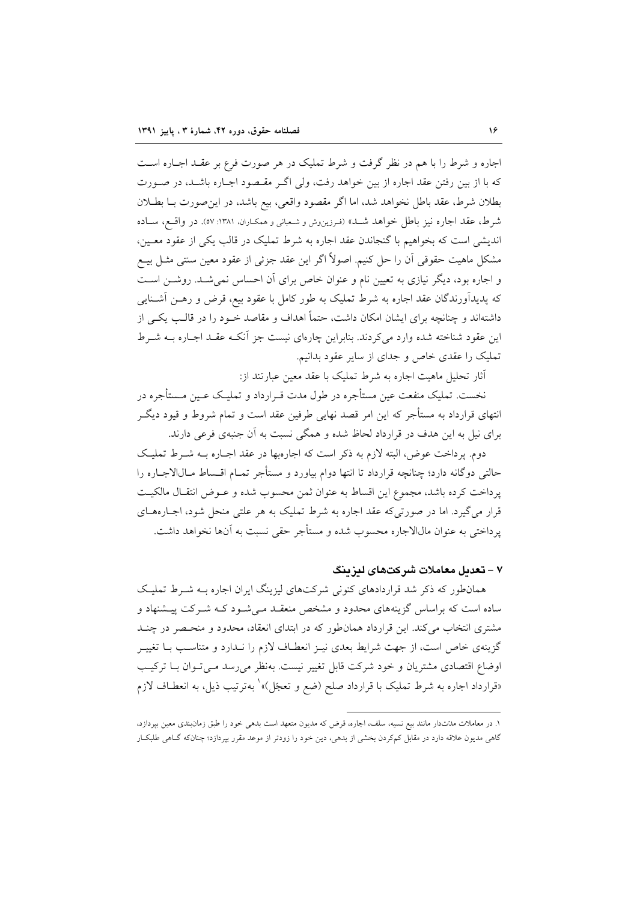اجاره و شرط را با هم در نظر گرفت و شرط تملیک در هر صورت فرع بر عقد اجاره است که با از بین رفتن عقد اجاره از بین خواهد رفت، ولی اگر مقصود اجاره باشد، در صورت بطلان شرط، عقد باطل نخواهد شد، اما اگر مقصود واقعی، بیع باشد، در این‌صورت با بطلان شرط، عقد اجاره نیز باطل خواهد شد» (فرزین‌وش و شعبانی و همکاران، ۱۳۸۱: ۵۷). در واقع، ساده اندیشی است که بخواهیم با گنجاندن عقد اجاره به شرط تملیک در قالب یکی از عقود معین، مشکل ماهیت حقوقی آن را حل کنیم. اصولاً اگر این عقد جزئی از عقود معین سنتی مثل بیع و اجاره بود، دیگر نیازی به تعیین نام و عنوان خاص برای آن احساس نمی‌شد. روشن است که پدیدآورندگان عقد اجاره به شرط تملیک به طور کامل با عقود بیع، قرض و رهن آشنایی داشته‌اند و چنانچه برای ایشان امکان داشت، حتماً اهداف و مقاصد خود را در قالب یکی از این عقود شناخته شده وارد می‌کردند. بنابراین چاره‌ای نیست جز آنکه عقد اجاره به شرط تملیک را عقدی خاص و جدای از سایر عقود بدانیم.

آثار تحلیل ماهیت اجاره به شرط تملیک با عقد معین عبارتند از:

نخست. تملیک منفعت عین مستأجره در طول مدت قرارداد و تملیک عین مستأجره در انتهای قرارداد به مستأجر که این امر قصد نهایی طرفین عقد است و تمام شروط و قیود دیگر برای نیل به این هدف در قرارداد لحاظ شده و همگی نسبت به آن جنبه‌ی فرعی دارند.

دوم. پرداخت عوض، البته لازم به ذکر است که اجاره‌بها در عقد اجاره به شرط تملیک حالتی دوگانه دارد؛ چنانچه قرارداد تا انتها دوام بیاورد و مستأجر تمام اقساط مال‌الاجاره را پرداخت کرده باشد، مجموع این اقساط به عنوان ثمن محسوب شده و عوض انتقال مالکیت قرار می‌گیرد. اما در صورتی‌که عقد اجاره به شرط تملیک به هر علتی منحل شود، اجاره‌های پرداختی به عنوان مال‌الاجاره محسوب شده و مستأجر حقی نسبت به آن‌ها نخواهد داشت.

## ۷ – تعدیل معاملات شرکت‌های لیزینگ

همان‌طور که ذکر شد قراردادهای کنونی شرکت‌های لیزینگ ایران اجاره به شرط تملیک ساده است که براساس گزینه‌های محدود و مشخص منعقد می‌شود که شرکت پیشنهاد و مشتری انتخاب می‌کند. این قرارداد همان‌طور که در ابتدای انعقاد، محدود و منحصر در چند گزینه‌ی خاص است، از جهت شرایط بعدی نیز انعطاف لازم را ندارد و متناسب با تغییر اوضاع اقتصادی مشتریان و خود شرکت قابل تغییر نیست. به‌نظر می‌رسد می‌توان با ترکیب «قرارداد اجاره به شرط تملیک با قرارداد صلح (ضع و تعجّل)»[1] به‌ترتیب ذیل، به انعطاف لازم

---

۱. در معاملات مدّت‌دار مانند بیع نسیه، سلف، اجاره، قرض که مدیون متعهد است بدهی خود را طبق زمان‌بندی معین بپردازد، گاهی مدیون علاقه دارد در مقابل کم‌کردن بخشی از بدهی، دین خود را زودتر از موعد مقرر بپردازد؛ چنان‌که گاهی طلبکار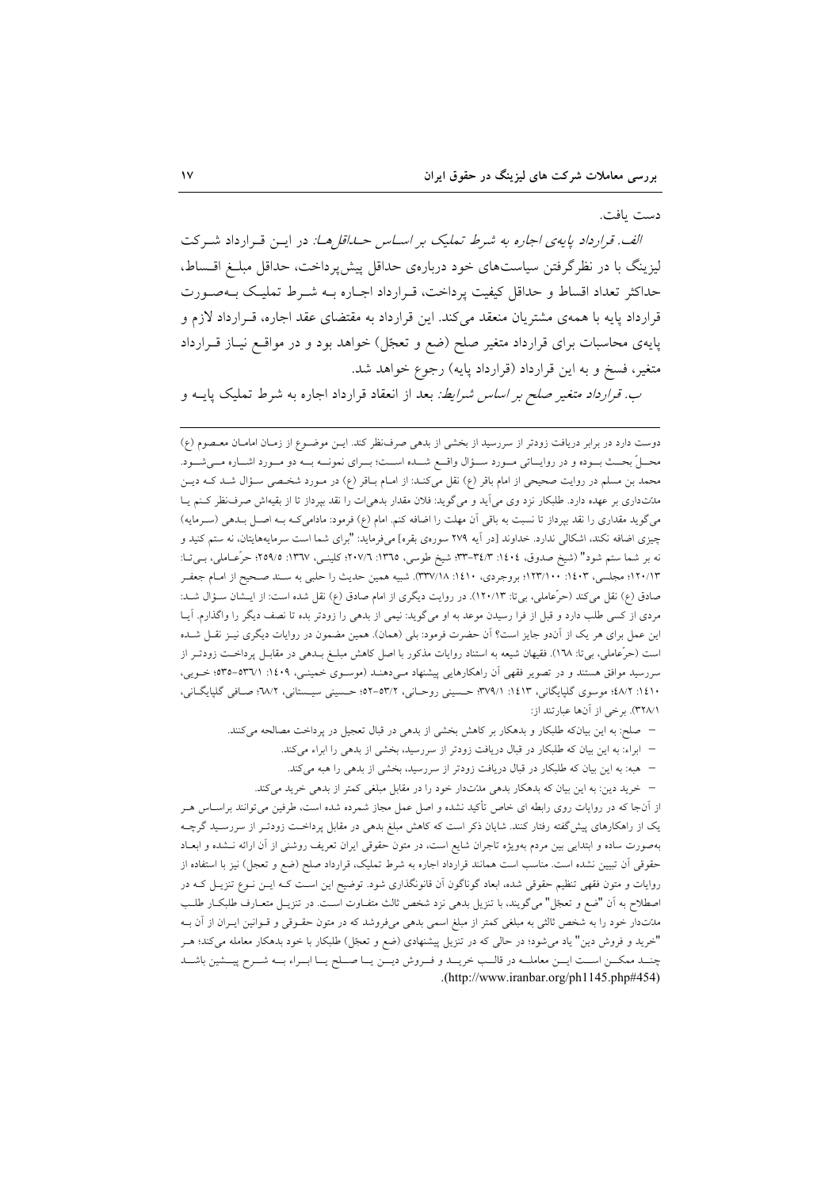دست یافت.

*الف. قرارداد پایه‌ی اجاره به شرط تملیک بر اساس حداقل‌ها:* در این قرارداد شرکت لیزینگ با در نظرگرفتن سیاست‌های خود درباره‌ی حداقل پیش‌پرداخت، حداقل مبلغ اقساط، حداکثر تعداد اقساط و حداقل کیفیت پرداخت، قرارداد اجاره به شرط تملیک به‌صورت قرارداد پایه با همه‌ی مشتریان منعقد می‌کند. این قرارداد به مقتضای عقد اجاره، قرارداد لازم و پایه‌ی محاسبات برای قرارداد متغیر صلح (ضع و تعجّل) خواهد بود و در مواقع نیاز قرارداد متغیر، فسخ و به این قرارداد (قرارداد پایه) رجوع خواهد شد.

*ب. قرارداد متغیر صلح بر اساس شرایط:* بعد از انعقاد قرارداد اجاره به شرط تملیک پایه و

---

دوست دارد در برابر دریافت زودتر از سررسید از بخشی از بدهی صرف‌نظر کند. این موضوع از زمان امامان معصوم (ع) محلّ بحث بوده و در روایاتی مورد سؤال واقع شده است؛ برای نمونه به دو مورد اشاره می‌شود. محمد بن مسلم در روایت صحیحی از امام باقر (ع) نقل می‌کند: از امام باقر (ع) در مورد شخصی سؤال شد که دین مدّت‌داری بر عهده دارد. طلبکار نزد وی می‌آید و می‌گوید: فلان مقدار بدهی‌ات را نقد بپرداز تا از بقیه‌اش صرف‌نظر کنم یا می‌گوید مقداری را نقد بپرداز تا نسبت به باقی آن مهلت را اضافه کنم. امام (ع) فرمود: مادامی‌که به اصل بدهی (سرمایه) چیزی اضافه نکند، اشکالی ندارد. خداوند [در آیه ۲۷۹ سوره‌ی بقره] می‌فرماید: "برای شما است سرمایه‌هایتان، نه ستم کنید و نه بر شما ستم شود" (شیخ صدوق، ۱٤۰٤: ۳٤/۳-۳۳؛ شیخ طوسی، ۱۳٦٥: ۲۰۷/٦؛ کلینی، ۱۳٦۷: ۲٥۹/٥؛ حرّعاملی، بی‌تا: ۱۲۰/۱۳؛ مجلسی، ۱٤۰۳: ۱۲۳/۱۰۰؛ بروجردی، ۱٤۱۰: ۳۳۷/۱۸). شبیه همین حدیث را حلبی به سند صحیح از امام جعفر صادق (ع) نقل می‌کند (حرّعاملی، بی‌تا: ۱۲۰/۱۳). در روایت دیگری از امام صادق (ع) نقل شده است: از ایشان سؤال شد: مردی از کسی طلب دارد و قبل از فرا رسیدن موعد به او می‌گوید: نیمی از بدهی را زودتر بده تا نصف دیگر را واگذارم. آیا این عمل برای هر یک از آن‌دو جایز است؟ آن حضرت فرمود: بلی (همان). همین مضمون در روایات دیگری نیز نقل شده است (حرّعاملی، بی‌تا: ۱٦۸). فقیهان شیعه به استناد روایات مذکور با اصل کاهش مبلغ بدهی در مقابل پرداخت زودتر از سررسید موافق هستند و در تصویر فقهی آن راهکارهایی پیشنهاد می‌دهند (موسوی خمینی، ۱٤۰۹: ٥۳٦/۱-٥۳٥؛ خویی، ۱٤۱۰: ٤۸/۲؛ موسوی گلپایگانی، ۱٤۱۳: ۳۷۹/۱؛ حسینی روحانی، ٥۳/۲-٥۲؛ حسینی سیستانی، ٦۸/۲؛ صافی گلپایگانی، ۳۲۸/۱). برخی از آن‌ها عبارتند از:

- صلح: به این بیان‌که طلبکار و بدهکار بر کاهش بخشی از بدهی در قبال تعجیل در پرداخت مصالحه می‌کنند.
- ابراء: به این بیان که طلبکار در قبال دریافت زودتر از سررسید، بخشی از بدهی را ابراء می‌کند.
- هبه: به این بیان که طلبکار در قبال دریافت زودتر از سررسید، بخشی از بدهی را هبه می‌کند.
- خرید دین: به این بیان که بدهکار بدهی مدّت‌دار خود را در مقابل مبلغی کمتر از بدهی خرید می‌کند.

از آن‌جا که در روایات روی رابطه ای خاص تأکید نشده و اصل عمل مجاز شمرده شده است، طرفین می‌توانند براساس هر یک از راهکارهای پیش‌گفته رفتار کنند. شایان ذکر است که کاهش مبلغ بدهی در مقابل پرداخت زودتر از سررسید گرچه به‌صورت ساده و ابتدایی بین مردم به‌ویژه تاجران شایع است، در متون حقوقی ایران تعریف روشنی از آن ارائه نشده و ابعاد حقوقی آن تبیین نشده است. مناسب است همانند قرارداد اجاره به شرط تملیک، قرارداد صلح (ضع و تعجل) نیز با استفاده از روایات و متون فقهی تنظیم حقوقی شده، ابعاد گوناگون آن قانونگذاری شود. توضیح این است که این نوع تنزیل که در اصطلاح به آن "ضع و تعجّل" می‌گویند، با تنزیل بدهی نزد شخص ثالث متفاوت است. در تنزیل متعارف طلبکار طلب مدّت‌دار خود را به شخص ثالثی به مبلغی کمتر از مبلغ اسمی بدهی می‌فروشد که در متون حقوقی و قوانین ایران از آن به "خرید و فروش دین" یاد می‌شود؛ در حالی که در تنزیل پیشنهادی (ضع و تعجّل) طلبکار با خود بدهکار معامله می‌کند؛ هر چند ممکن است این معامله در قالب خرید و فروش دین یا صلح یا ابراء به شرح پیشین باشد (http://www.iranbar.org/ph1145.php#454).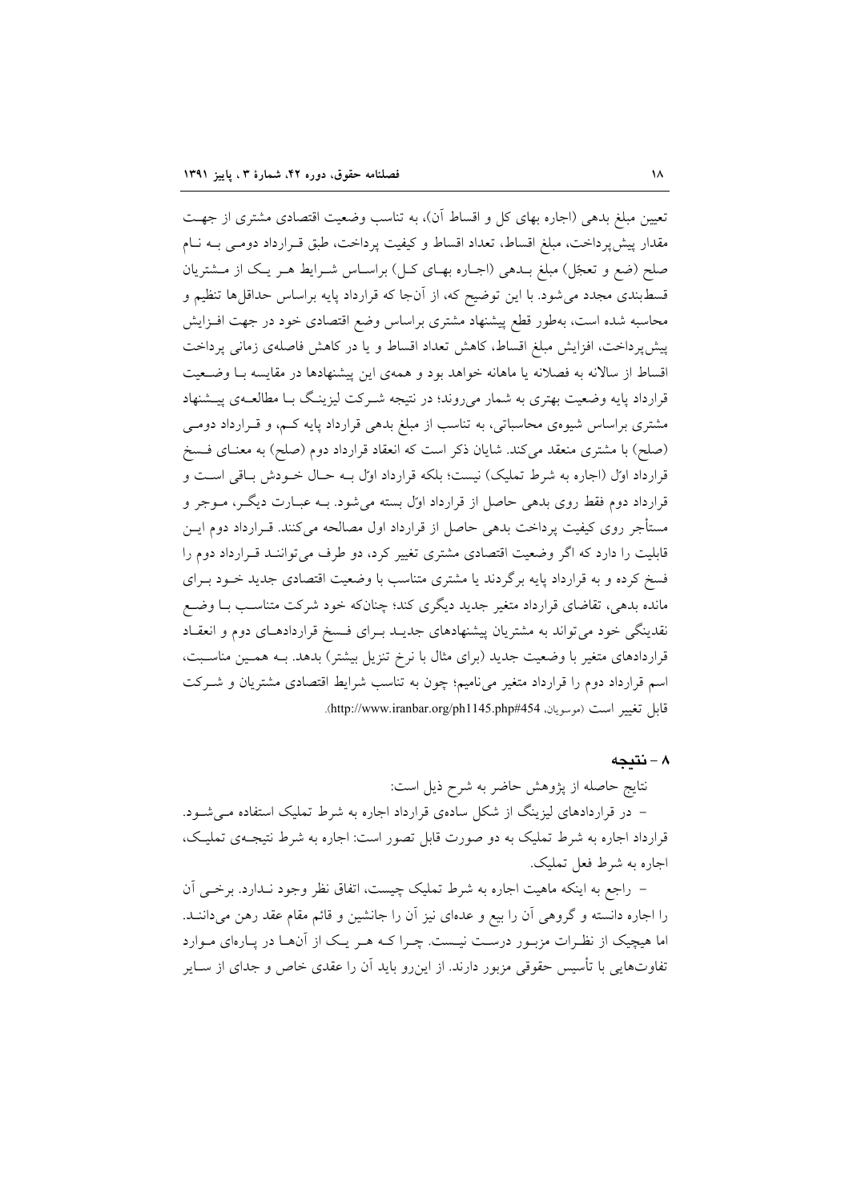تعیین مبلغ بدهی (اجاره بهای کل و اقساط آن)، به تناسب وضعیت اقتصادی مشتری از جهت مقدار پیش‌پرداخت، مبلغ اقساط، تعداد اقساط و کیفیت پرداخت، طبق قرارداد دومی به نام صلح (ضع و تعجّل) مبلغ بدهی (اجاره بهای کل) براساس شرایط هر یک از مشتریان قسط‌بندی مجدد می‌شود. با این توضیح که، از آن‌جا که قرارداد پایه براساس حداقل‌ها تنظیم و محاسبه شده است، به‌طور قطع پیشنهاد مشتری براساس وضع اقتصادی خود در جهت افزایش پیش‌پرداخت، افزایش مبلغ اقساط، کاهش تعداد اقساط و یا در کاهش فاصله‌ی زمانی پرداخت اقساط از سالانه به فصلانه یا ماهانه خواهد بود و همه‌ی این پیشنهادها در مقایسه با وضعیت قرارداد پایه وضعیت بهتری به شمار می‌روند؛ در نتیجه شرکت لیزینگ با مطالعه‌ی پیشنهاد مشتری براساس شیوه‌ی محاسباتی، به تناسب از مبلغ بدهی قرارداد پایه کم، و قرارداد دومی (صلح) با مشتری منعقد می‌کند. شایان ذکر است که انعقاد قرارداد دوم (صلح) به معنای فسخ قرارداد اوّل (اجاره به شرط تملیک) نیست؛ بلکه قرارداد اوّل به حال خودش باقی است و قرارداد دوم فقط روی بدهی حاصل از قرارداد اوّل بسته می‌شود. به عبارت دیگر، موجر و مستأجر روی کیفیت پرداخت بدهی حاصل از قرارداد اول مصالحه می‌کنند. قرارداد دوم این قابلیت را دارد که اگر وضعیت اقتصادی مشتری تغییر کرد، دو طرف می‌توانند قرارداد دوم را فسخ کرده و به قرارداد پایه برگردند یا مشتری متناسب با وضعیت اقتصادی جدید خود برای مانده بدهی، تقاضای قرارداد متغیر جدید دیگری کند؛ چنان‌که خود شرکت متناسب با وضع نقدینگی خود می‌تواند به مشتریان پیشنهادهای جدید برای فسخ قراردادهای دوم و انعقاد قراردادهای متغیر با وضعیت جدید (برای مثال با نرخ تنزیل بیشتر) بدهد. به همین مناسبت، اسم قرارداد دوم را قرارداد متغیر می‌نامیم؛ چون به تناسب شرایط اقتصادی مشتریان و شرکت قابل تغییر است (موسویان، http://www.iranbar.org/ph1145.php#454).

## ۸ – نتیجه

نتایج حاصله از پژوهش حاضر به شرح ذیل است:

– در قراردادهای لیزینگ از شکل ساده‌ی قرارداد اجاره به شرط تملیک استفاده می‌شود. قرارداد اجاره به شرط تملیک به دو صورت قابل تصور است: اجاره به شرط نتیجه‌ی تملیک، اجاره به شرط فعل تملیک.

– راجع به اینکه ماهیت اجاره به شرط تملیک چیست، اتفاق نظر وجود ندارد. برخی آن را اجاره دانسته و گروهی آن را بیع و عده‌ای نیز آن را جانشین و قائم مقام عقد رهن می‌دانند. اما هیچیک از نظرات مزبور درست نیست. چرا که هر یک از آن‌ها در پاره‌ای موارد تفاوت‌هایی با تأسیس حقوقی مزبور دارند. از این‌رو باید آن را عقدی خاص و جدای از سایر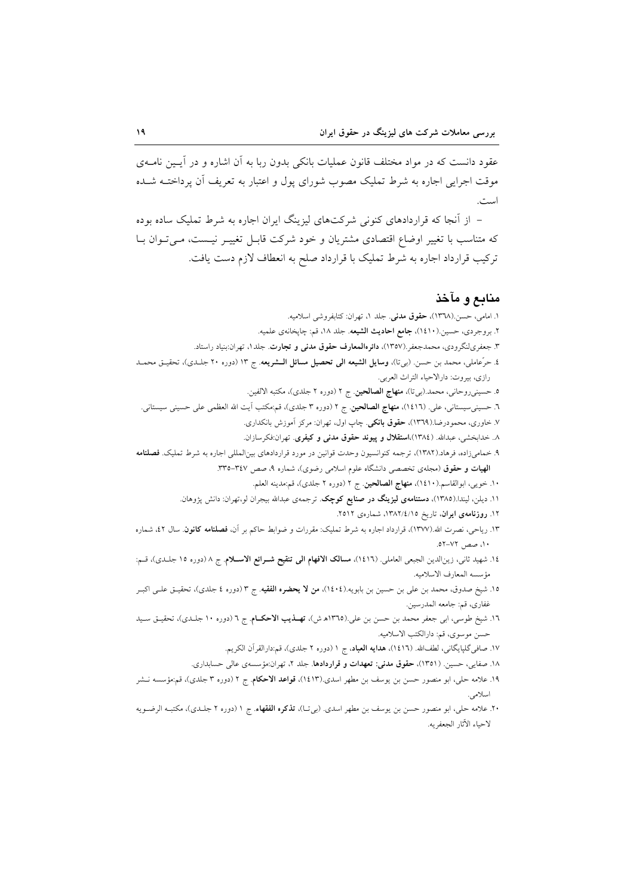عقود دانست که در مواد مختلف قانون عملیات بانکی بدون ربا به آن اشاره و در آیین نامه‌ی موقت اجرایی اجاره به شرط تملیک مصوب شورای پول و اعتبار به تعریف آن پرداخته شده است.

– از آنجا که قراردادهای کنونی شرکت‌های لیزینگ ایران اجاره به شرط تملیک ساده بوده که متناسب با تغییر اوضاع اقتصادی مشتریان و خود شرکت قابل تغییر نیست، می‌توان با ترکیب قرارداد اجاره به شرط تملیک با قرارداد صلح به انعطاف لازم دست یافت.

## منابع و مآخذ

۱. امامی، حسن.(۱۳٦۸)، **حقوق مدنی**. جلد ۱، تهران: کتابفروشی اسلامیه.

۲. بروجردی، حسین.(۱٤۱۰)، **جامع احادیث الشیعه**. جلد ۱۸، قم: چاپخانه‌ی علمیه.

۳. جعفری‌لنگرودی، محمدجعفر.(۱۳۵۷)، **دائره‌المعارف حقوق مدنی و تجارت**. جلد۱، تهران:بنیاد راستاد.

٤. حرّعاملی، محمد بن حسن. (بی‌تا)، **وسایل الشیعه الی تحصیل مسائل الشریعه**. ج ۱۳ (دوره ۲۰ جلدی)، تحقیق محمد رازی، بیروت: دارالاحیاء التراث العربی.

۵. حسینی‌روحانی، محمد.(بی‌تا)، **منهاج الصالحین**. ج ۲ (دوره ۲ جلدی)، مکتبه الالفین.

٦. حسینی‌سیستانی، علی. (۱٤۱٦)، **منهاج الصالحین**. ج ۲ (دوره ۳ جلدی)، قم:مکتب آیت الله العظمی علی حسینی سیستانی.

۷. خاوری، محمودرضا.(۱۳٦۹)، **حقوق بانکی**. چاپ اول، تهران: مرکز آموزش بانکداری.

۸. خدابخشی، عبدالله. (۱۳۸٤)،**استقلال و پیوند حقوق مدنی و کیفری**. تهران:فکرسازان.

۹. خمامی‌زاده، فرهاد.(۱۳۸۲)، ترجمه کنوانسیون وحدت قوانین در مورد قراردادهای بین‌المللی اجاره به شرط تملیک. **فصلنامه الهیات و حقوق** (مجله‌ی تخصصی دانشگاه علوم اسلامی رضوی)، شماره ۹، صص ۳٤۷-۳۳۵.

۱۰. خویی، ابوالقاسم.(۱٤۱۰)، **منهاج الصالحین**. ج ۲ (دوره ۲ جلدی)، قم:مدینه العلم.

۱۱. دیلن، لیندا.(۱۳۸۵)، **دستنامه‌ی لیزینگ در صنایع کوچک**. ترجمه‌ی عبدالله بیجران لو،تهران: دانش پژوهان.

۱۲. **روزنامه‌ی ایران**، تاریخ ۱۳۸۲/٤/۱۵، شماره‌ی ۲۵۱۲.

۱۳. ریاحی، نصرت الله.(۱۳۷۷)، قرارداد اجاره به شرط تملیک: مقررات و ضوابط حاکم بر آن، **فصلنامه کانون**. سال ٤۲، شماره ۱۰، صص ۷۲-۵۲.

۱٤. شهید ثانی، زین‌الدین الجبعی العاملی. (۱٤۱٦)، **مسالک الافهام الی تنقیح شرائع الاسلام**. ج ۸ (دوره ۱۵ جلدی)، قم: مؤسسه المعارف الاسلامیه.

۱۵. شیخ صدوق، محمد بن علی بن حسین بن بابویه.(۱٤۰٤)، **من لا یحضره الفقیه**. ج ۳ (دوره ٤ جلدی)، تحقیق علی اکبر غفاری، قم: جامعه المدرسین.

۱٦. شیخ طوسی، ابی جعفر محمد بن حسن بن علی.(۱۳٦۵ه ش)، **تهذیب الاحکام**. ج ٦ (دوره ۱۰ جلدی)، تحقیق سید حسن موسوی، قم: دارالکتب الاسلامیه.

۱۷. صافی‌گلپایگانی، لطف‌الله. (۱٤۱٦)، **هدایه العباد**، ج ۱ (دوره ۲ جلدی)، قم:دارالقرآن الکریم.

۱۸. صفایی، حسین. (۱۳۵۱)، **حقوق مدنی: تعهدات و قراردادها**. جلد ۲، تهران:مؤسسه‌ی عالی حسابداری.

۱۹. علامه حلی، ابو منصور حسن بن یوسف بن مطهر اسدی.(۱٤۱۳)، **قواعد الاحکام**. ج ۲ (دوره ۳ جلدی)، قم:مؤسسه نشر اسلامی.

۲۰. علامه حلی، ابو منصور حسن بن یوسف بن مطهر اسدی. (بی‌تا)، **تذکره الفقهاء**. ج ۱ (دوره ۲ جلدی)، مکتبه الرضویه لاحیاء الآثار الجعفریه.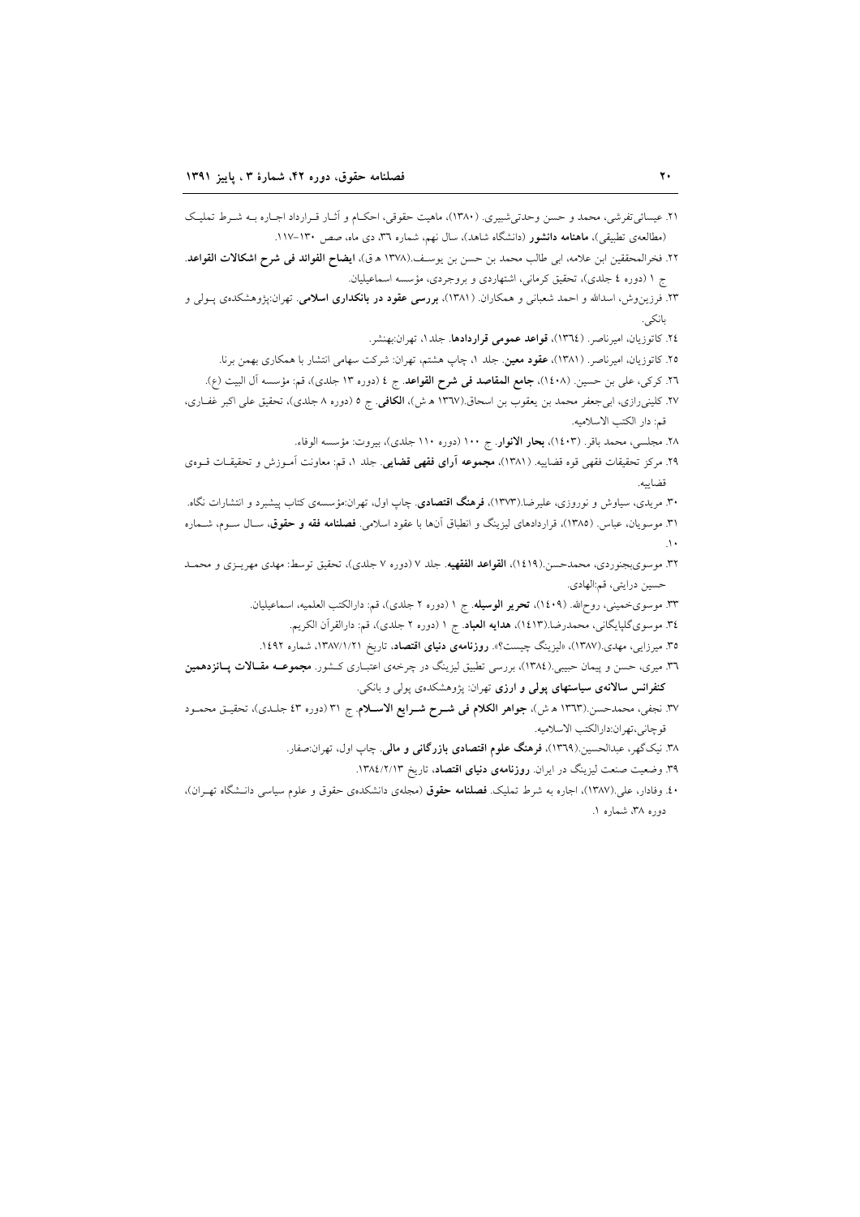۲۱. عیسائی‌تفرشی، محمد و حسن وحدتی‌شبیری. (۱۳۸۰)، ماهیت حقوقی، احکـام و آثـار قـرارداد اجـاره بـه شـرط تملیـک (مطالعه‌ی تطبیقی)، **ماهنامه دانشور** (دانشگاه شاهد)، سال نهم، شماره ۳۶، دی ماه، صص ۱۳۰-۱۱۷.

۲۲. فخرالمحققین ابن علامه، ابی طالب محمد بن حسن بن یوسـف.(۱۳۷۸ ه ق)، **ایضاح الفوائد فی شرح اشکالات القواعد**. ج ۱ (دوره ٤ جلدی)، تحقیق کرمانی، اشتهاردی و بروجردی، مؤسسه اسماعیلیان.

۲۳. فرزین‌وش، اسدالله و احمد شعبانی و همکاران. (۱۳۸۱)، **بررسی عقود در بانکداری اسلامی**. تهران:پژوهشکده‌ی پـولی و بانکی.

۲٤. کاتوزیان، امیرناصر. (۱۳٦٤)، **قواعد عمومی قراردادها**. جلد۱، تهران:بهنشر.

۲۵. کاتوزیان، امیرناصر. (۱۳۸۱)، **عقود معین**. جلد ۱، چاپ هشتم، تهران: شرکت سهامی انتشار با همکاری بهمن برنا.

۲٦. کرکی، علی بن حسین. (۱٤۰۸)، **جامع المقاصد فی شرح القواعد**. ج ٤ (دوره ۱۳ جلدی)، قم: مؤسسه آل البیت (ع).

۲۷. کلینی‌رازی، ابی‌جعفر محمد بن یعقوب بن اسحاق.(۱۳٦۷ ه ش)، **الکافی**. ج ۵ (دوره ۸ جلدی)، تحقیق علی اکبر غفـاری، قم: دار الکتب الاسلامیه.

۲۸. مجلسی، محمد باقر. (۱٤۰۳)، **بحار الانوار**. ج ۱۰۰ (دوره ۱۱۰ جلدی)، بیروت: مؤسسه الوفاء.

۲۹. مرکز تحقیقات فقهی قوه قضاییه. (۱۳۸۱)، **مجموعه آرای فقهی قضایی**. جلد ۱، قم: معاونت آمـوزش و تحقیقـات قـوه‌ی قضاییه.

۳۰. مریدی، سیاوش و نوروزی، علیرضا.(۱۳۷۳)، **فرهنگ اقتصادی**. چاپ اول، تهران:مؤسسه‌ی کتاب پیشبرد و انتشارات نگاه.

۳۱. موسویان، عباس. (۱۳۸۵)، قراردادهای لیزینگ و انطباق آنها با عقود اسلامی. **فصلنامه فقه و حقوق**، سـال سـوم، شـماره ۱۰.

۳۲. موسوی‌بجنوردی، محمدحسن.(۱٤۱۹)، **القواعد الفقهیه**. جلد ۷ (دوره ۷ جلدی)، تحقیق توسط: مهدی مهریـزی و محمـد حسین درایتی، قم:الهادی.

۳۳. موسوی‌خمینی، روح‌الله. (۱٤۰۹)، **تحریر الوسیله**. ج ۱ (دوره ۲ جلدی)، قم: دارالکتب العلمیه، اسماعیلیان.

۳٤. موسوی‌گلپایگانی، محمدرضا.(۱٤۱۳)، **هدایه العباد**. ج ۱ (دوره ۲ جلدی)، قم: دارالقرآن الکریم.

۳۵. میرزایی، مهدی.(۱۳۸۷)، «لیزینگ چیست؟». **روزنامه‌ی دنیای اقتصاد**، تاریخ ۱۳۸۷/۱/۲۱، شماره ۱٤۹۲.

۳٦. میری، حسن و پیمان حبیبی.(۱۳۸٤)، بررسی تطبیق لیزینگ در چرخه‌ی اعتبـاری کـشور. **مجموعـه مقـالات پـانزدهمین کنفرانس سالانه‌ی سیاستهای پولی و ارزی** تهران: پژوهشکده‌ی پولی و بانکی.

۳۷. نجفی، محمدحسن.(۱۳٦۳ ه ش)، **جواهر الکلام فی شـرح شـرایع الاسـلام**. ج ۳۱ (دوره ٤۳ جلـدی)، تحقیـق محمـود قوچانی،تهران:دارالکتب الاسلامیه.

۳۸. نیک‌گهر، عبدالحسین.(۱۳٦۹)، **فرهنگ علوم اقتصادی بازرگانی و مالی**. چاپ اول، تهران:صفار.

۳۹. وضعیت صنعت لیزینگ در ایران. **روزنامه‌ی دنیای اقتصاد**، تاریخ ۱۳۸٤/۲/۱۳.

٤۰. وفادار، علی.(۱۳۸۷)، اجاره به شرط تملیک. **فصلنامه حقوق** (مجله‌ی دانشکده‌ی حقوق و علوم سیاسی دانـشگاه تهـران)، دوره ۳۸، شماره ۱.